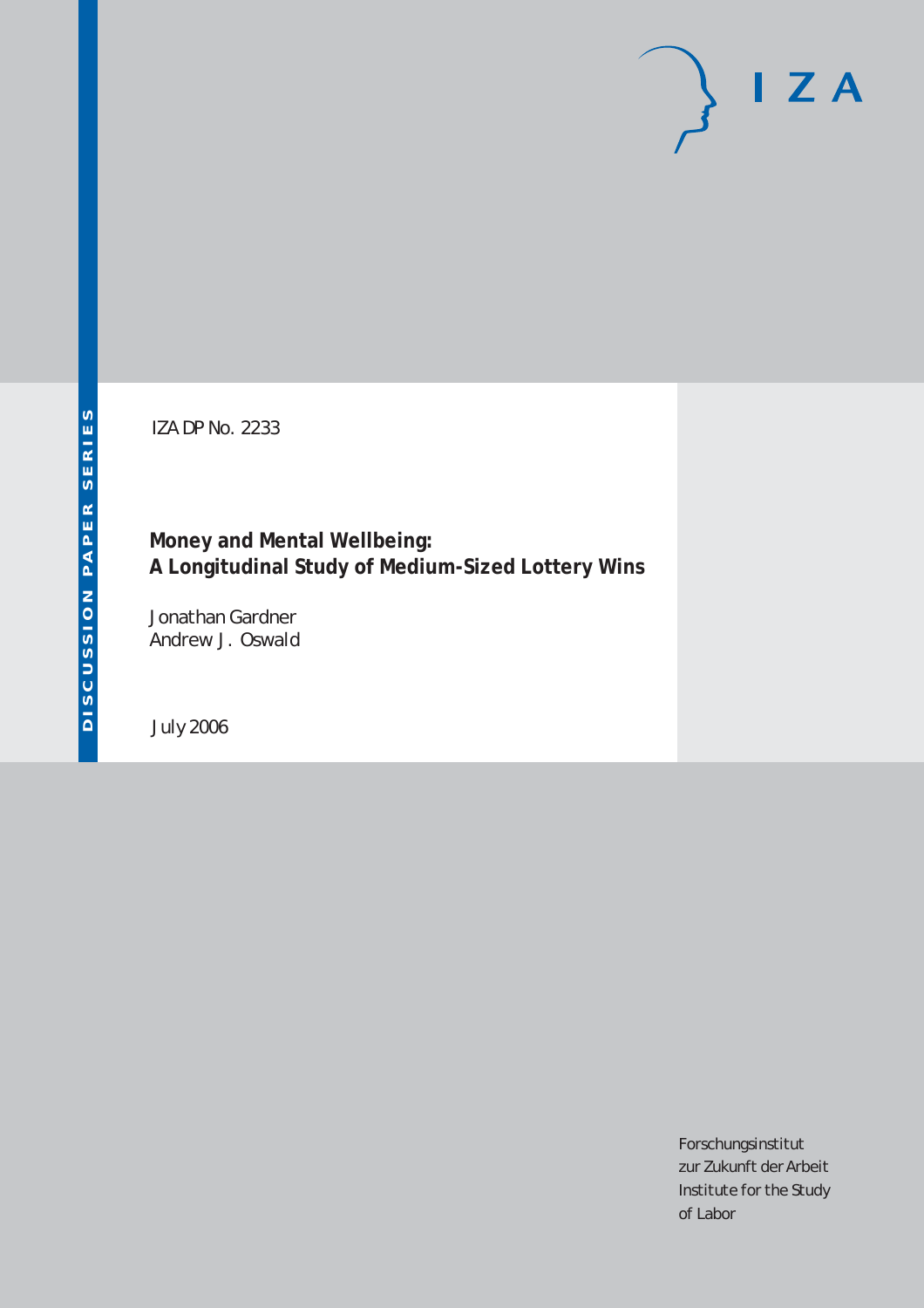DISCUSSION PAPER SERIES

IZA DP No. 2233

# Money and Mental Wellbeing: A Longitudinal Study of Medium-Sized Lottery Wins

Jonathan Gardner
Andrew J. Oswald

July 2006

I Z A

Forschungsinstitut
zur Zukunft der Arbeit
Institute for the Study
of Labor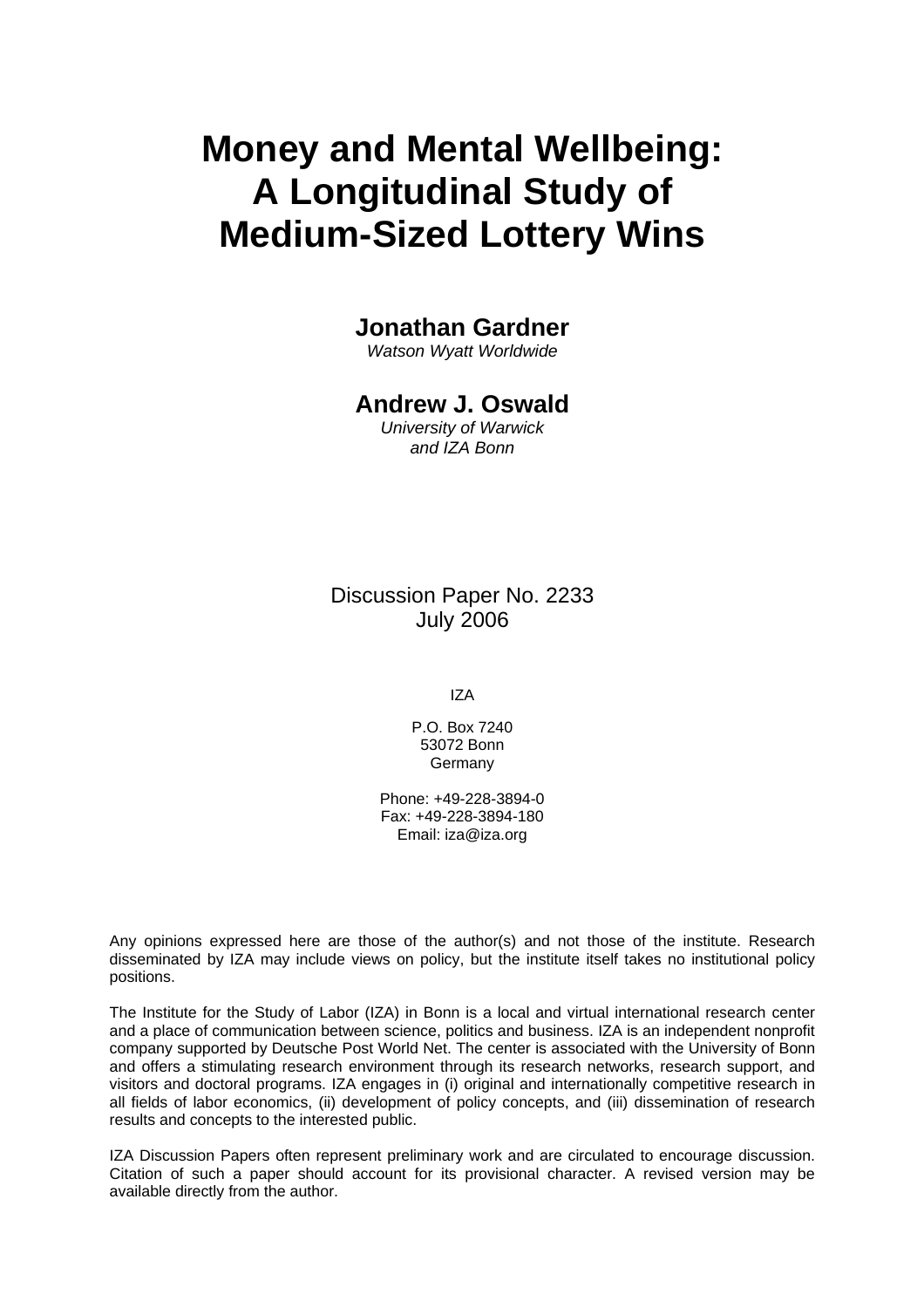# Money and Mental Wellbeing: A Longitudinal Study of Medium-Sized Lottery Wins

**Jonathan Gardner**
*Watson Wyatt Worldwide*

**Andrew J. Oswald**
*University of Warwick and IZA Bonn*

Discussion Paper No. 2233
July 2006

IZA

P.O. Box 7240
53072 Bonn
Germany

Phone: +49-228-3894-0
Fax: +49-228-3894-180
Email: iza@iza.org

Any opinions expressed here are those of the author(s) and not those of the institute. Research disseminated by IZA may include views on policy, but the institute itself takes no institutional policy positions.

The Institute for the Study of Labor (IZA) in Bonn is a local and virtual international research center and a place of communication between science, politics and business. IZA is an independent nonprofit company supported by Deutsche Post World Net. The center is associated with the University of Bonn and offers a stimulating research environment through its research networks, research support, and visitors and doctoral programs. IZA engages in (i) original and internationally competitive research in all fields of labor economics, (ii) development of policy concepts, and (iii) dissemination of research results and concepts to the interested public.

IZA Discussion Papers often represent preliminary work and are circulated to encourage discussion. Citation of such a paper should account for its provisional character. A revised version may be available directly from the author.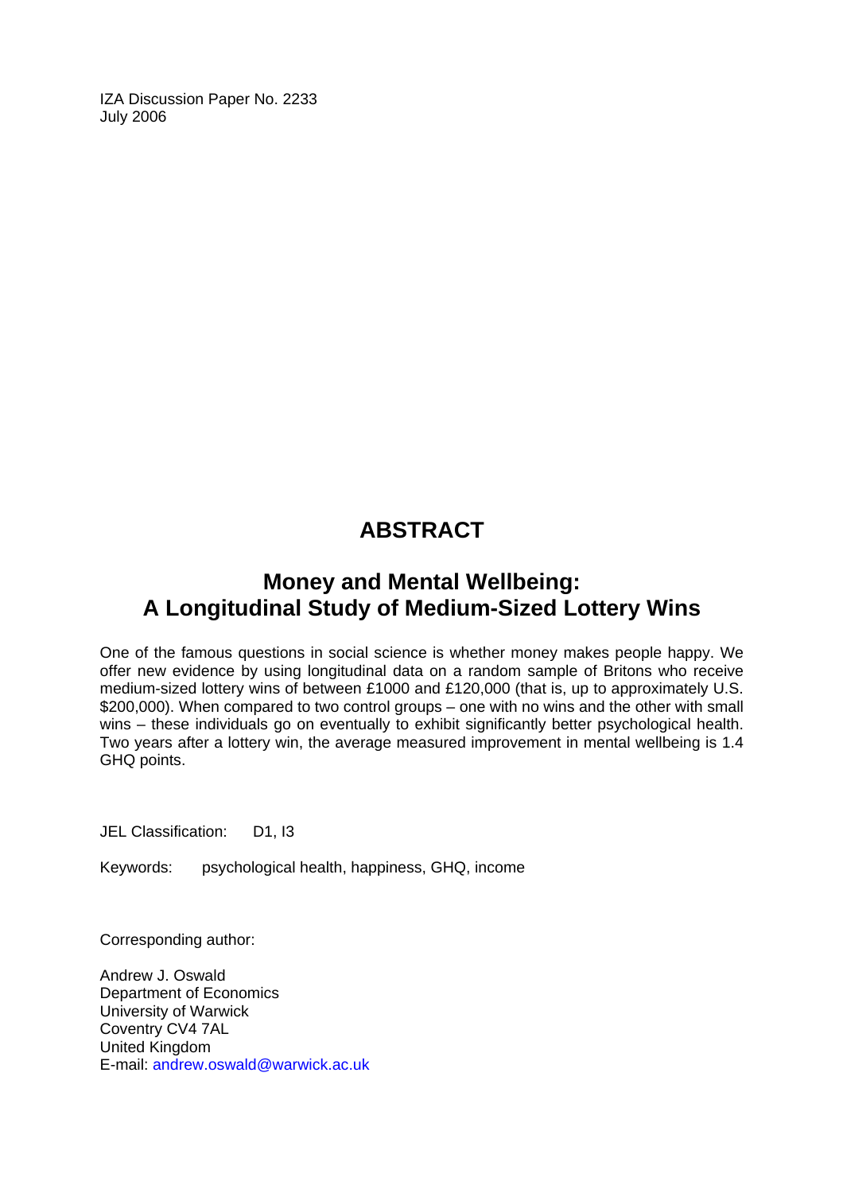IZA Discussion Paper No. 2233
July 2006

# ABSTRACT

## Money and Mental Wellbeing: A Longitudinal Study of Medium-Sized Lottery Wins

One of the famous questions in social science is whether money makes people happy. We offer new evidence by using longitudinal data on a random sample of Britons who receive medium-sized lottery wins of between £1000 and £120,000 (that is, up to approximately U.S. $200,000). When compared to two control groups – one with no wins and the other with small wins – these individuals go on eventually to exhibit significantly better psychological health. Two years after a lottery win, the average measured improvement in mental wellbeing is 1.4 GHQ points.

JEL Classification: D1, I3

Keywords: psychological health, happiness, GHQ, income

Corresponding author:

Andrew J. Oswald
Department of Economics
University of Warwick
Coventry CV4 7AL
United Kingdom
E-mail: andrew.oswald@warwick.ac.uk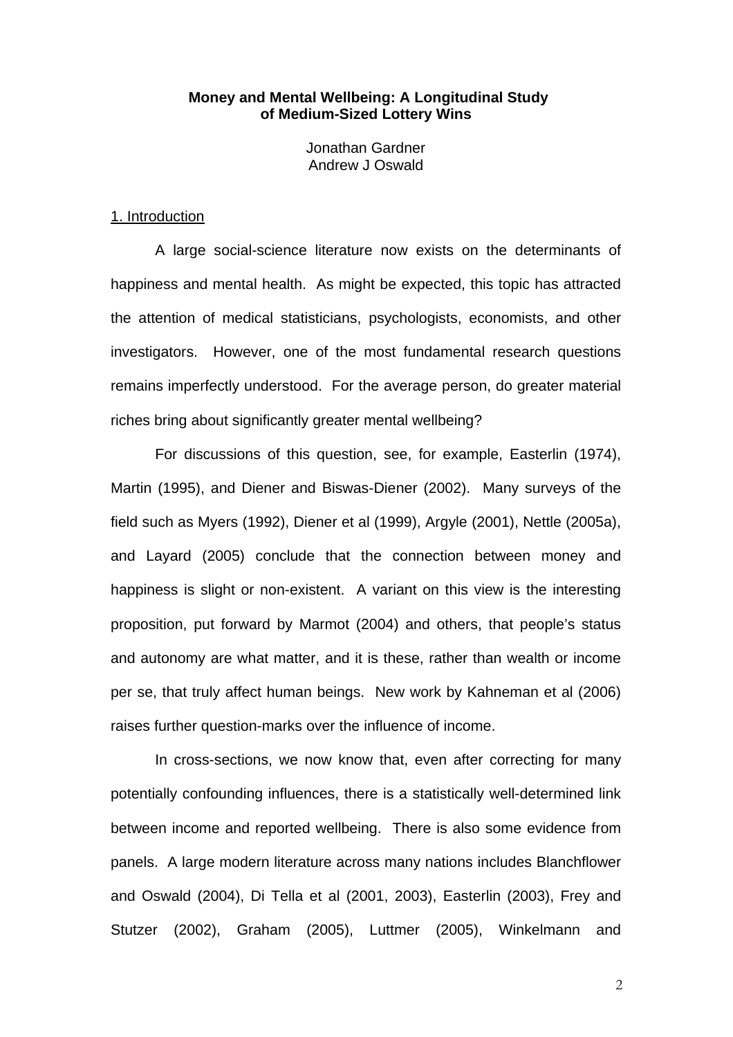**Money and Mental Wellbeing: A Longitudinal Study of Medium-Sized Lottery Wins**

Jonathan Gardner
Andrew J Oswald

## 1. Introduction

A large social-science literature now exists on the determinants of happiness and mental health. As might be expected, this topic has attracted the attention of medical statisticians, psychologists, economists, and other investigators. However, one of the most fundamental research questions remains imperfectly understood. For the average person, do greater material riches bring about significantly greater mental wellbeing?

For discussions of this question, see, for example, Easterlin (1974), Martin (1995), and Diener and Biswas-Diener (2002). Many surveys of the field such as Myers (1992), Diener et al (1999), Argyle (2001), Nettle (2005a), and Layard (2005) conclude that the connection between money and happiness is slight or non-existent. A variant on this view is the interesting proposition, put forward by Marmot (2004) and others, that people's status and autonomy are what matter, and it is these, rather than wealth or income per se, that truly affect human beings. New work by Kahneman et al (2006) raises further question-marks over the influence of income.

In cross-sections, we now know that, even after correcting for many potentially confounding influences, there is a statistically well-determined link between income and reported wellbeing. There is also some evidence from panels. A large modern literature across many nations includes Blanchflower and Oswald (2004), Di Tella et al (2001, 2003), Easterlin (2003), Frey and Stutzer (2002), Graham (2005), Luttmer (2005), Winkelmann and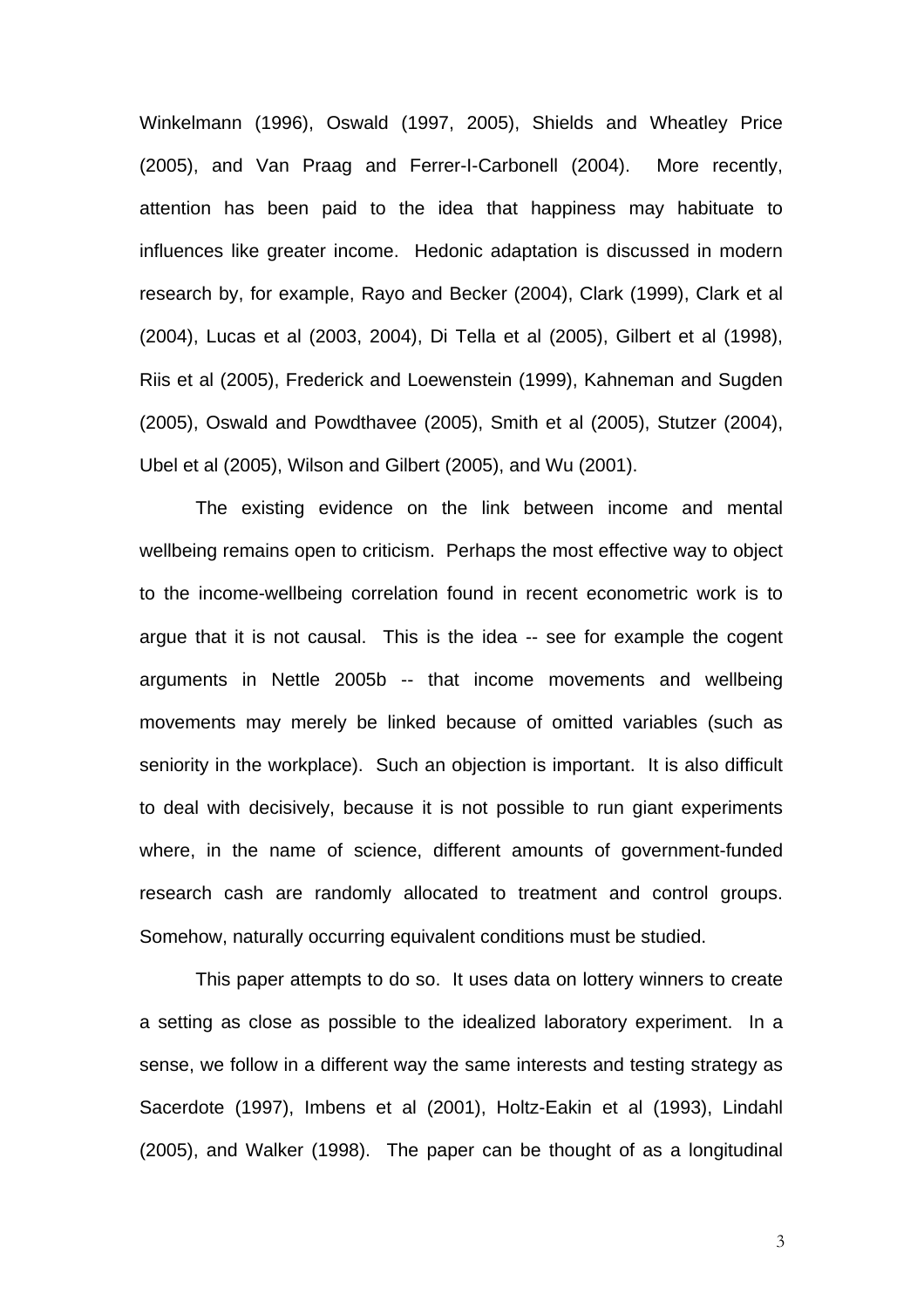Winkelmann (1996), Oswald (1997, 2005), Shields and Wheatley Price (2005), and Van Praag and Ferrer-I-Carbonell (2004). More recently, attention has been paid to the idea that happiness may habituate to influences like greater income. Hedonic adaptation is discussed in modern research by, for example, Rayo and Becker (2004), Clark (1999), Clark et al (2004), Lucas et al (2003, 2004), Di Tella et al (2005), Gilbert et al (1998), Riis et al (2005), Frederick and Loewenstein (1999), Kahneman and Sugden (2005), Oswald and Powdthavee (2005), Smith et al (2005), Stutzer (2004), Ubel et al (2005), Wilson and Gilbert (2005), and Wu (2001).

The existing evidence on the link between income and mental wellbeing remains open to criticism. Perhaps the most effective way to object to the income-wellbeing correlation found in recent econometric work is to argue that it is not causal. This is the idea -- see for example the cogent arguments in Nettle 2005b -- that income movements and wellbeing movements may merely be linked because of omitted variables (such as seniority in the workplace). Such an objection is important. It is also difficult to deal with decisively, because it is not possible to run giant experiments where, in the name of science, different amounts of government-funded research cash are randomly allocated to treatment and control groups. Somehow, naturally occurring equivalent conditions must be studied.

This paper attempts to do so. It uses data on lottery winners to create a setting as close as possible to the idealized laboratory experiment. In a sense, we follow in a different way the same interests and testing strategy as Sacerdote (1997), Imbens et al (2001), Holtz-Eakin et al (1993), Lindahl (2005), and Walker (1998). The paper can be thought of as a longitudinal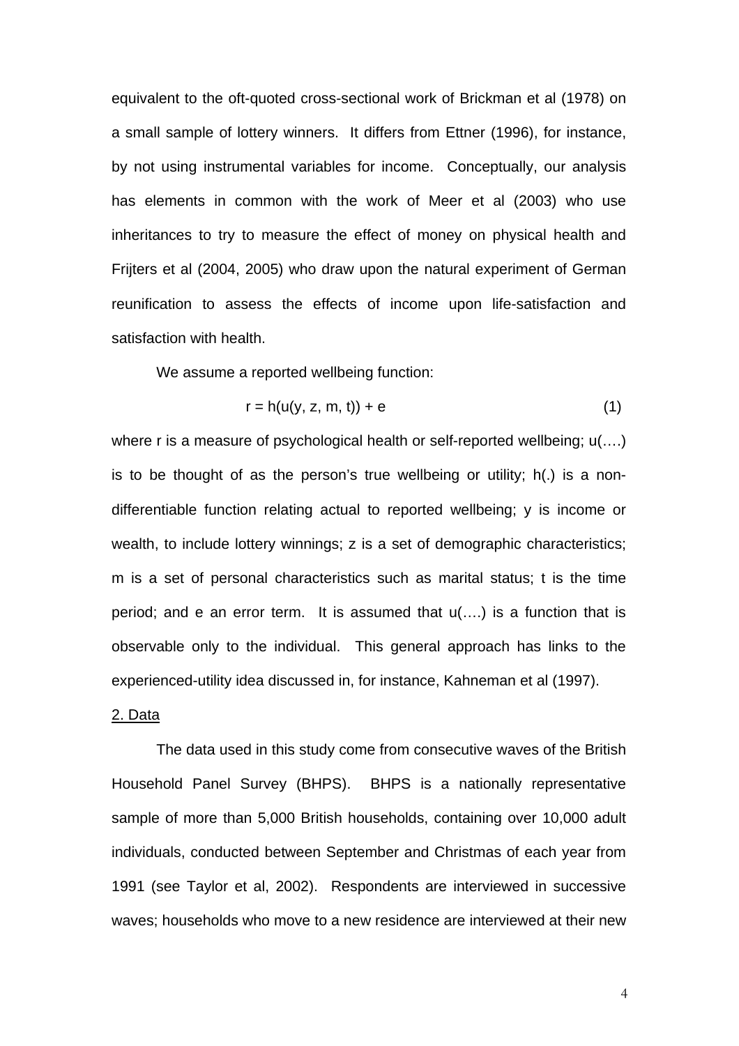equivalent to the oft-quoted cross-sectional work of Brickman et al (1978) on a small sample of lottery winners. It differs from Ettner (1996), for instance, by not using instrumental variables for income. Conceptually, our analysis has elements in common with the work of Meer et al (2003) who use inheritances to try to measure the effect of money on physical health and Frijters et al (2004, 2005) who draw upon the natural experiment of German reunification to assess the effects of income upon life-satisfaction and satisfaction with health.

We assume a reported wellbeing function:

$$r = h(u(y, z, m, t)) + e \tag{1}$$

where r is a measure of psychological health or self-reported wellbeing; u(….) is to be thought of as the person's true wellbeing or utility; h(.) is a non-differentiable function relating actual to reported wellbeing; y is income or wealth, to include lottery winnings; z is a set of demographic characteristics; m is a set of personal characteristics such as marital status; t is the time period; and e an error term. It is assumed that u(….) is a function that is observable only to the individual. This general approach has links to the experienced-utility idea discussed in, for instance, Kahneman et al (1997).

## 2. Data

The data used in this study come from consecutive waves of the British Household Panel Survey (BHPS). BHPS is a nationally representative sample of more than 5,000 British households, containing over 10,000 adult individuals, conducted between September and Christmas of each year from 1991 (see Taylor et al, 2002). Respondents are interviewed in successive waves; households who move to a new residence are interviewed at their new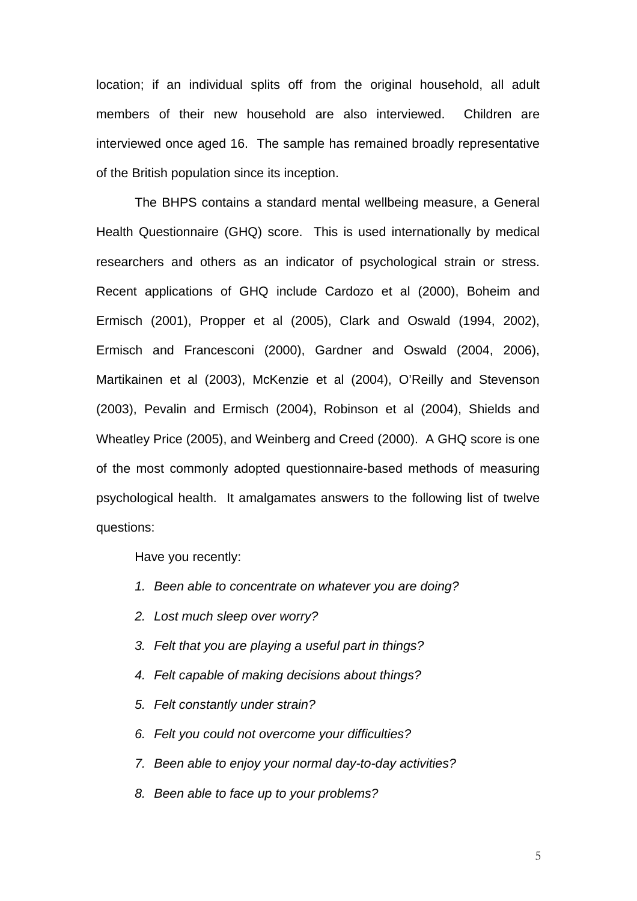location; if an individual splits off from the original household, all adult members of their new household are also interviewed. Children are interviewed once aged 16. The sample has remained broadly representative of the British population since its inception.

The BHPS contains a standard mental wellbeing measure, a General Health Questionnaire (GHQ) score. This is used internationally by medical researchers and others as an indicator of psychological strain or stress. Recent applications of GHQ include Cardozo et al (2000), Boheim and Ermisch (2001), Propper et al (2005), Clark and Oswald (1994, 2002), Ermisch and Francesconi (2000), Gardner and Oswald (2004, 2006), Martikainen et al (2003), McKenzie et al (2004), O'Reilly and Stevenson (2003), Pevalin and Ermisch (2004), Robinson et al (2004), Shields and Wheatley Price (2005), and Weinberg and Creed (2000). A GHQ score is one of the most commonly adopted questionnaire-based methods of measuring psychological health. It amalgamates answers to the following list of twelve questions:

Have you recently:

1. *Been able to concentrate on whatever you are doing?*
2. *Lost much sleep over worry?*
3. *Felt that you are playing a useful part in things?*
4. *Felt capable of making decisions about things?*
5. *Felt constantly under strain?*
6. *Felt you could not overcome your difficulties?*
7. *Been able to enjoy your normal day-to-day activities?*
8. *Been able to face up to your problems?*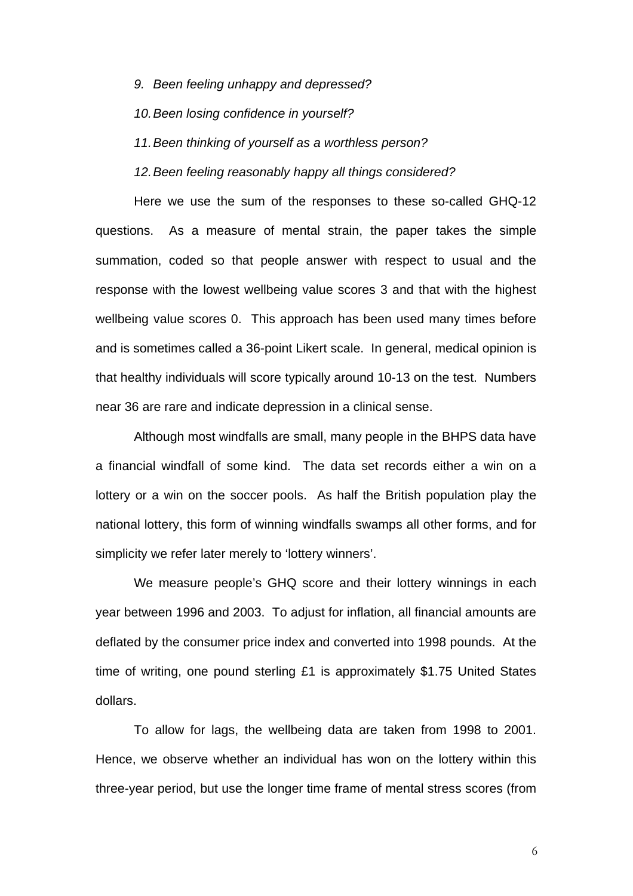9. *Been feeling unhappy and depressed?*
10. *Been losing confidence in yourself?*
11. *Been thinking of yourself as a worthless person?*
12. *Been feeling reasonably happy all things considered?*

Here we use the sum of the responses to these so-called GHQ-12 questions. As a measure of mental strain, the paper takes the simple summation, coded so that people answer with respect to usual and the response with the lowest wellbeing value scores 3 and that with the highest wellbeing value scores 0. This approach has been used many times before and is sometimes called a 36-point Likert scale. In general, medical opinion is that healthy individuals will score typically around 10-13 on the test. Numbers near 36 are rare and indicate depression in a clinical sense.

Although most windfalls are small, many people in the BHPS data have a financial windfall of some kind. The data set records either a win on a lottery or a win on the soccer pools. As half the British population play the national lottery, this form of winning windfalls swamps all other forms, and for simplicity we refer later merely to 'lottery winners'.

We measure people's GHQ score and their lottery winnings in each year between 1996 and 2003. To adjust for inflation, all financial amounts are deflated by the consumer price index and converted into 1998 pounds. At the time of writing, one pound sterling £1 is approximately $1.75 United States dollars.

To allow for lags, the wellbeing data are taken from 1998 to 2001. Hence, we observe whether an individual has won on the lottery within this three-year period, but use the longer time frame of mental stress scores (from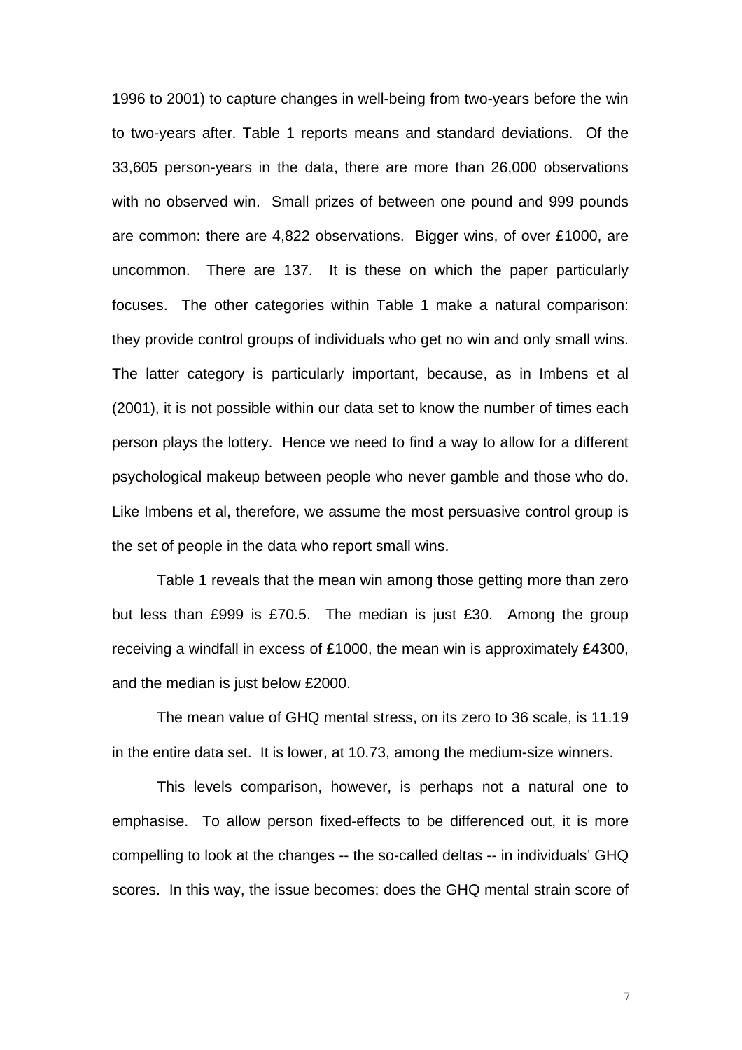1996 to 2001) to capture changes in well-being from two-years before the win to two-years after. Table 1 reports means and standard deviations. Of the 33,605 person-years in the data, there are more than 26,000 observations with no observed win. Small prizes of between one pound and 999 pounds are common: there are 4,822 observations. Bigger wins, of over £1000, are uncommon. There are 137. It is these on which the paper particularly focuses. The other categories within Table 1 make a natural comparison: they provide control groups of individuals who get no win and only small wins. The latter category is particularly important, because, as in Imbens et al (2001), it is not possible within our data set to know the number of times each person plays the lottery. Hence we need to find a way to allow for a different psychological makeup between people who never gamble and those who do. Like Imbens et al, therefore, we assume the most persuasive control group is the set of people in the data who report small wins.

Table 1 reveals that the mean win among those getting more than zero but less than £999 is £70.5. The median is just £30. Among the group receiving a windfall in excess of £1000, the mean win is approximately £4300, and the median is just below £2000.

The mean value of GHQ mental stress, on its zero to 36 scale, is 11.19 in the entire data set. It is lower, at 10.73, among the medium-size winners.

This levels comparison, however, is perhaps not a natural one to emphasise. To allow person fixed-effects to be differenced out, it is more compelling to look at the changes -- the so-called deltas -- in individuals' GHQ scores. In this way, the issue becomes: does the GHQ mental strain score of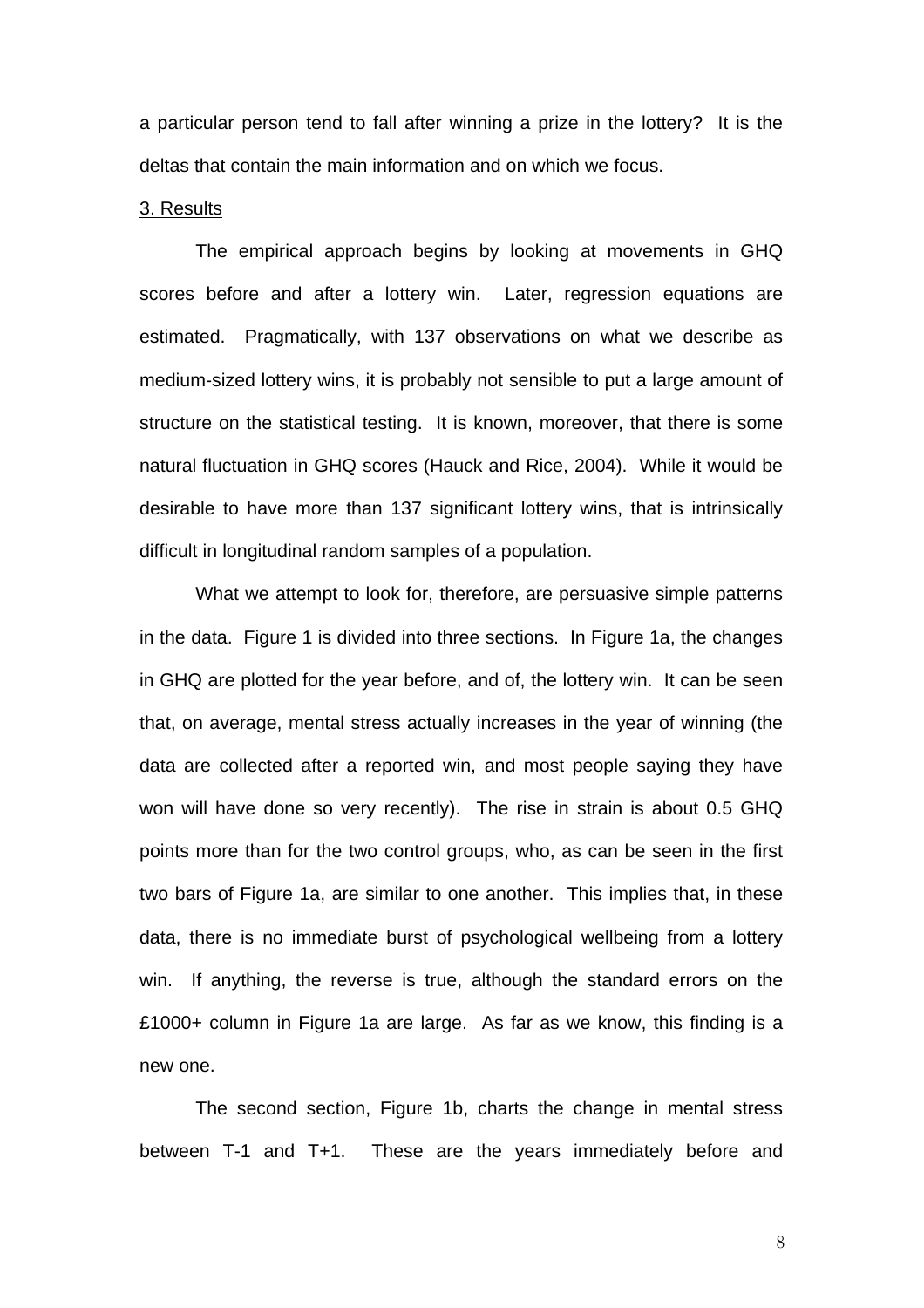a particular person tend to fall after winning a prize in the lottery? It is the deltas that contain the main information and on which we focus.

## 3. Results

The empirical approach begins by looking at movements in GHQ scores before and after a lottery win. Later, regression equations are estimated. Pragmatically, with 137 observations on what we describe as medium-sized lottery wins, it is probably not sensible to put a large amount of structure on the statistical testing. It is known, moreover, that there is some natural fluctuation in GHQ scores (Hauck and Rice, 2004). While it would be desirable to have more than 137 significant lottery wins, that is intrinsically difficult in longitudinal random samples of a population.

What we attempt to look for, therefore, are persuasive simple patterns in the data. Figure 1 is divided into three sections. In Figure 1a, the changes in GHQ are plotted for the year before, and of, the lottery win. It can be seen that, on average, mental stress actually increases in the year of winning (the data are collected after a reported win, and most people saying they have won will have done so very recently). The rise in strain is about 0.5 GHQ points more than for the two control groups, who, as can be seen in the first two bars of Figure 1a, are similar to one another. This implies that, in these data, there is no immediate burst of psychological wellbeing from a lottery win. If anything, the reverse is true, although the standard errors on the £1000+ column in Figure 1a are large. As far as we know, this finding is a new one.

The second section, Figure 1b, charts the change in mental stress between T-1 and T+1. These are the years immediately before and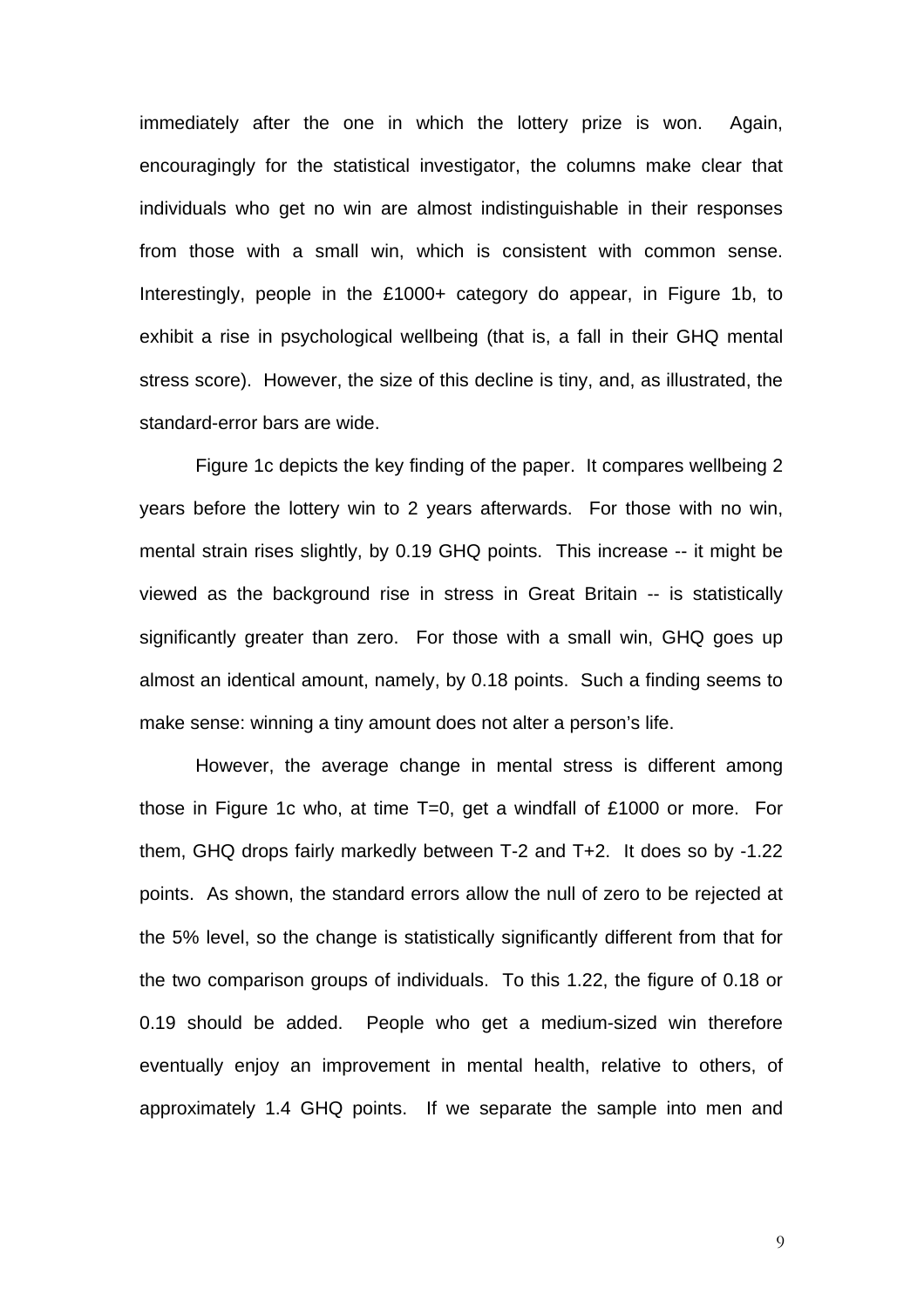immediately after the one in which the lottery prize is won. Again, encouragingly for the statistical investigator, the columns make clear that individuals who get no win are almost indistinguishable in their responses from those with a small win, which is consistent with common sense. Interestingly, people in the £1000+ category do appear, in Figure 1b, to exhibit a rise in psychological wellbeing (that is, a fall in their GHQ mental stress score). However, the size of this decline is tiny, and, as illustrated, the standard-error bars are wide.

Figure 1c depicts the key finding of the paper. It compares wellbeing 2 years before the lottery win to 2 years afterwards. For those with no win, mental strain rises slightly, by 0.19 GHQ points. This increase -- it might be viewed as the background rise in stress in Great Britain -- is statistically significantly greater than zero. For those with a small win, GHQ goes up almost an identical amount, namely, by 0.18 points. Such a finding seems to make sense: winning a tiny amount does not alter a person's life.

However, the average change in mental stress is different among those in Figure 1c who, at time T=0, get a windfall of £1000 or more. For them, GHQ drops fairly markedly between T-2 and T+2. It does so by -1.22 points. As shown, the standard errors allow the null of zero to be rejected at the 5% level, so the change is statistically significantly different from that for the two comparison groups of individuals. To this 1.22, the figure of 0.18 or 0.19 should be added. People who get a medium-sized win therefore eventually enjoy an improvement in mental health, relative to others, of approximately 1.4 GHQ points. If we separate the sample into men and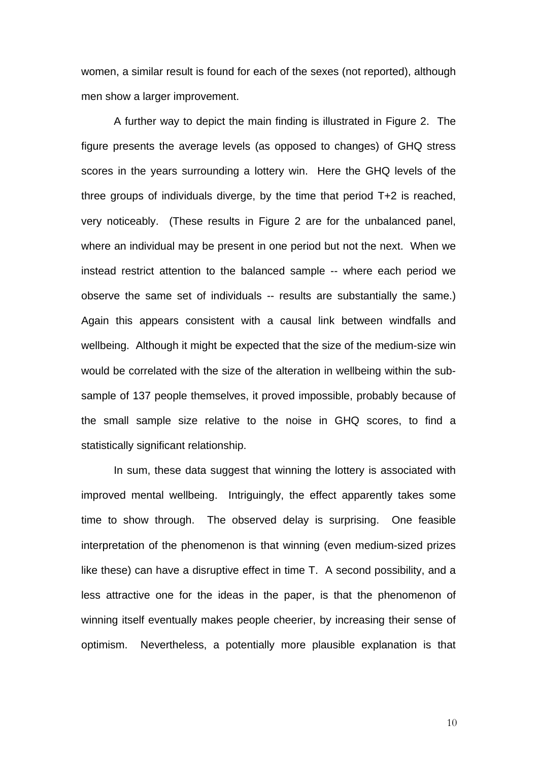women, a similar result is found for each of the sexes (not reported), although men show a larger improvement.

A further way to depict the main finding is illustrated in Figure 2. The figure presents the average levels (as opposed to changes) of GHQ stress scores in the years surrounding a lottery win. Here the GHQ levels of the three groups of individuals diverge, by the time that period T+2 is reached, very noticeably. (These results in Figure 2 are for the unbalanced panel, where an individual may be present in one period but not the next. When we instead restrict attention to the balanced sample -- where each period we observe the same set of individuals -- results are substantially the same.) Again this appears consistent with a causal link between windfalls and wellbeing. Although it might be expected that the size of the medium-size win would be correlated with the size of the alteration in wellbeing within the sub-sample of 137 people themselves, it proved impossible, probably because of the small sample size relative to the noise in GHQ scores, to find a statistically significant relationship.

In sum, these data suggest that winning the lottery is associated with improved mental wellbeing. Intriguingly, the effect apparently takes some time to show through. The observed delay is surprising. One feasible interpretation of the phenomenon is that winning (even medium-sized prizes like these) can have a disruptive effect in time T. A second possibility, and a less attractive one for the ideas in the paper, is that the phenomenon of winning itself eventually makes people cheerier, by increasing their sense of optimism. Nevertheless, a potentially more plausible explanation is that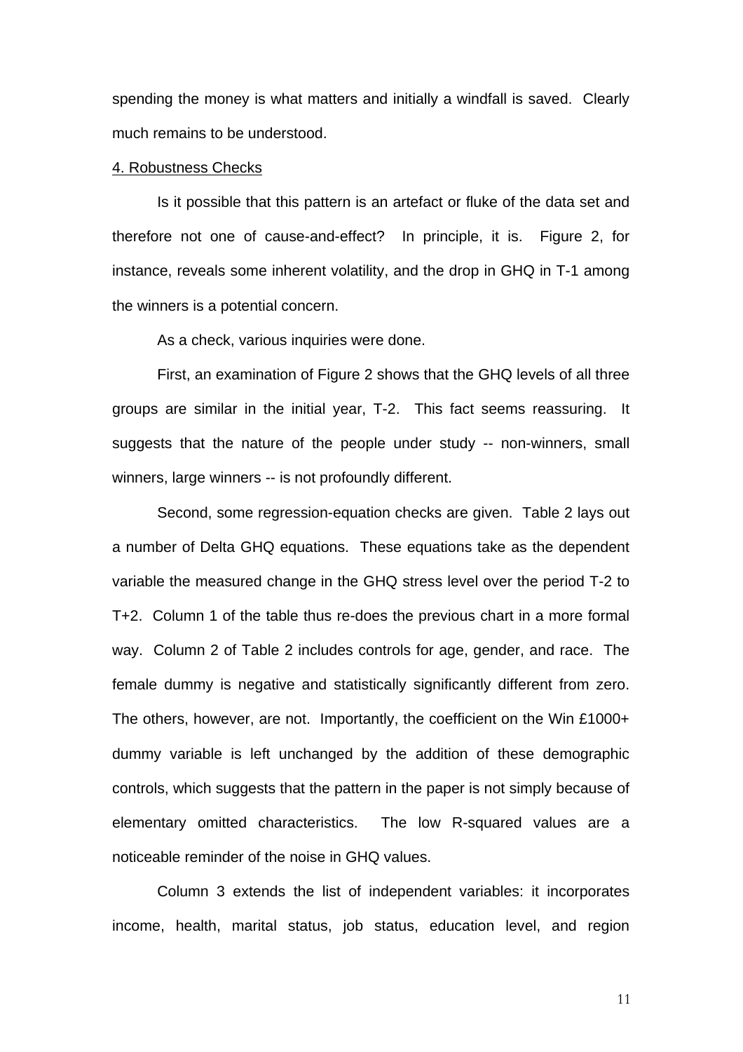spending the money is what matters and initially a windfall is saved. Clearly much remains to be understood.

## 4. Robustness Checks

Is it possible that this pattern is an artefact or fluke of the data set and therefore not one of cause-and-effect? In principle, it is. Figure 2, for instance, reveals some inherent volatility, and the drop in GHQ in T-1 among the winners is a potential concern.

As a check, various inquiries were done.

First, an examination of Figure 2 shows that the GHQ levels of all three groups are similar in the initial year, T-2. This fact seems reassuring. It suggests that the nature of the people under study -- non-winners, small winners, large winners -- is not profoundly different.

Second, some regression-equation checks are given. Table 2 lays out a number of Delta GHQ equations. These equations take as the dependent variable the measured change in the GHQ stress level over the period T-2 to T+2. Column 1 of the table thus re-does the previous chart in a more formal way. Column 2 of Table 2 includes controls for age, gender, and race. The female dummy is negative and statistically significantly different from zero. The others, however, are not. Importantly, the coefficient on the Win £1000+ dummy variable is left unchanged by the addition of these demographic controls, which suggests that the pattern in the paper is not simply because of elementary omitted characteristics. The low R-squared values are a noticeable reminder of the noise in GHQ values.

Column 3 extends the list of independent variables: it incorporates income, health, marital status, job status, education level, and region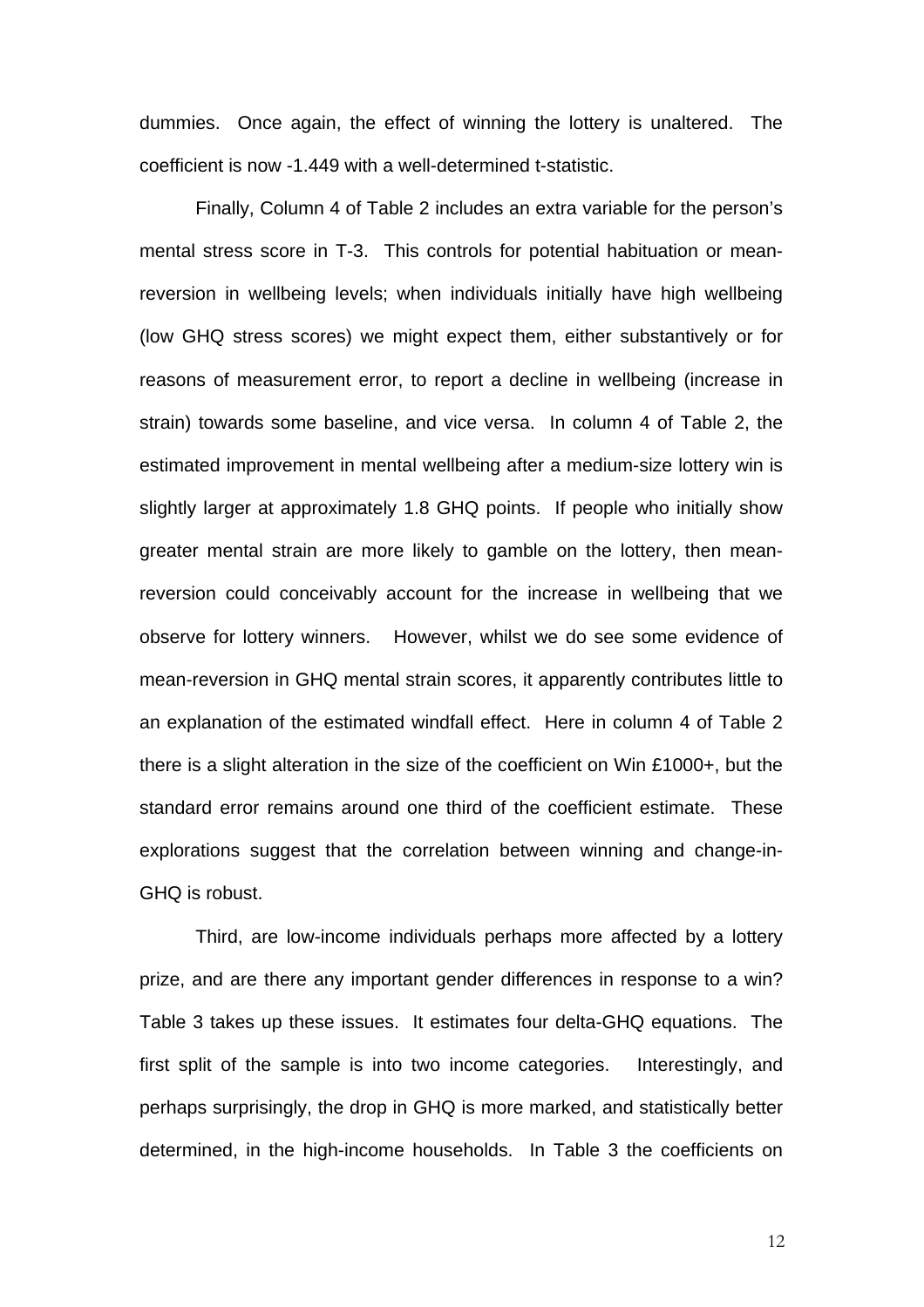dummies. Once again, the effect of winning the lottery is unaltered. The coefficient is now -1.449 with a well-determined t-statistic.

Finally, Column 4 of Table 2 includes an extra variable for the person's mental stress score in T-3. This controls for potential habituation or mean-reversion in wellbeing levels; when individuals initially have high wellbeing (low GHQ stress scores) we might expect them, either substantively or for reasons of measurement error, to report a decline in wellbeing (increase in strain) towards some baseline, and vice versa. In column 4 of Table 2, the estimated improvement in mental wellbeing after a medium-size lottery win is slightly larger at approximately 1.8 GHQ points. If people who initially show greater mental strain are more likely to gamble on the lottery, then mean-reversion could conceivably account for the increase in wellbeing that we observe for lottery winners. However, whilst we do see some evidence of mean-reversion in GHQ mental strain scores, it apparently contributes little to an explanation of the estimated windfall effect. Here in column 4 of Table 2 there is a slight alteration in the size of the coefficient on Win £1000+, but the standard error remains around one third of the coefficient estimate. These explorations suggest that the correlation between winning and change-in-GHQ is robust.

Third, are low-income individuals perhaps more affected by a lottery prize, and are there any important gender differences in response to a win? Table 3 takes up these issues. It estimates four delta-GHQ equations. The first split of the sample is into two income categories. Interestingly, and perhaps surprisingly, the drop in GHQ is more marked, and statistically better determined, in the high-income households. In Table 3 the coefficients on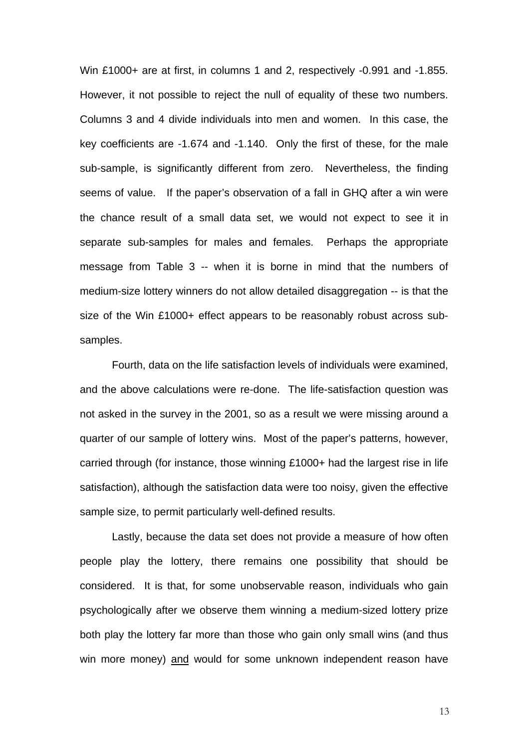Win £1000+ are at first, in columns 1 and 2, respectively -0.991 and -1.855. However, it not possible to reject the null of equality of these two numbers. Columns 3 and 4 divide individuals into men and women. In this case, the key coefficients are -1.674 and -1.140. Only the first of these, for the male sub-sample, is significantly different from zero. Nevertheless, the finding seems of value. If the paper's observation of a fall in GHQ after a win were the chance result of a small data set, we would not expect to see it in separate sub-samples for males and females. Perhaps the appropriate message from Table 3 -- when it is borne in mind that the numbers of medium-size lottery winners do not allow detailed disaggregation -- is that the size of the Win £1000+ effect appears to be reasonably robust across sub-samples.

Fourth, data on the life satisfaction levels of individuals were examined, and the above calculations were re-done. The life-satisfaction question was not asked in the survey in the 2001, so as a result we were missing around a quarter of our sample of lottery wins. Most of the paper's patterns, however, carried through (for instance, those winning £1000+ had the largest rise in life satisfaction), although the satisfaction data were too noisy, given the effective sample size, to permit particularly well-defined results.

Lastly, because the data set does not provide a measure of how often people play the lottery, there remains one possibility that should be considered. It is that, for some unobservable reason, individuals who gain psychologically after we observe them winning a medium-sized lottery prize both play the lottery far more than those who gain only small wins (and thus win more money) <u>and</u> would for some unknown independent reason have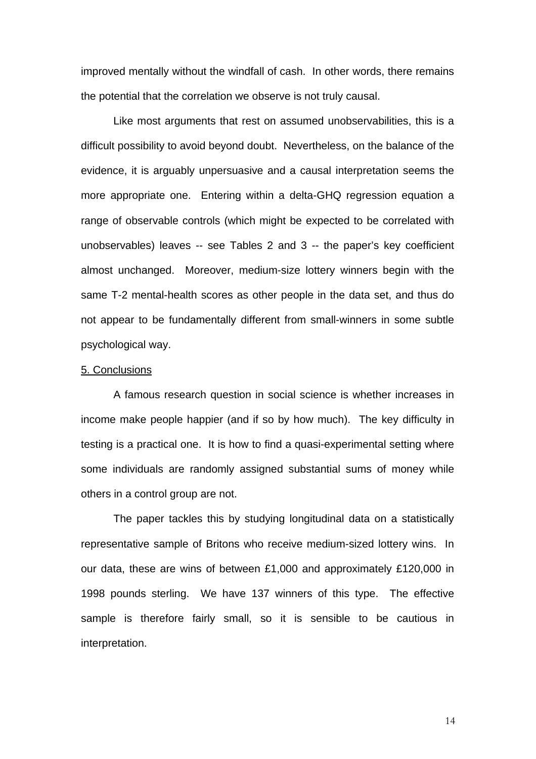improved mentally without the windfall of cash. In other words, there remains the potential that the correlation we observe is not truly causal.

Like most arguments that rest on assumed unobservabilities, this is a difficult possibility to avoid beyond doubt. Nevertheless, on the balance of the evidence, it is arguably unpersuasive and a causal interpretation seems the more appropriate one. Entering within a delta-GHQ regression equation a range of observable controls (which might be expected to be correlated with unobservables) leaves -- see Tables 2 and 3 -- the paper's key coefficient almost unchanged. Moreover, medium-size lottery winners begin with the same T-2 mental-health scores as other people in the data set, and thus do not appear to be fundamentally different from small-winners in some subtle psychological way.

## 5. Conclusions

A famous research question in social science is whether increases in income make people happier (and if so by how much). The key difficulty in testing is a practical one. It is how to find a quasi-experimental setting where some individuals are randomly assigned substantial sums of money while others in a control group are not.

The paper tackles this by studying longitudinal data on a statistically representative sample of Britons who receive medium-sized lottery wins. In our data, these are wins of between £1,000 and approximately £120,000 in 1998 pounds sterling. We have 137 winners of this type. The effective sample is therefore fairly small, so it is sensible to be cautious in interpretation.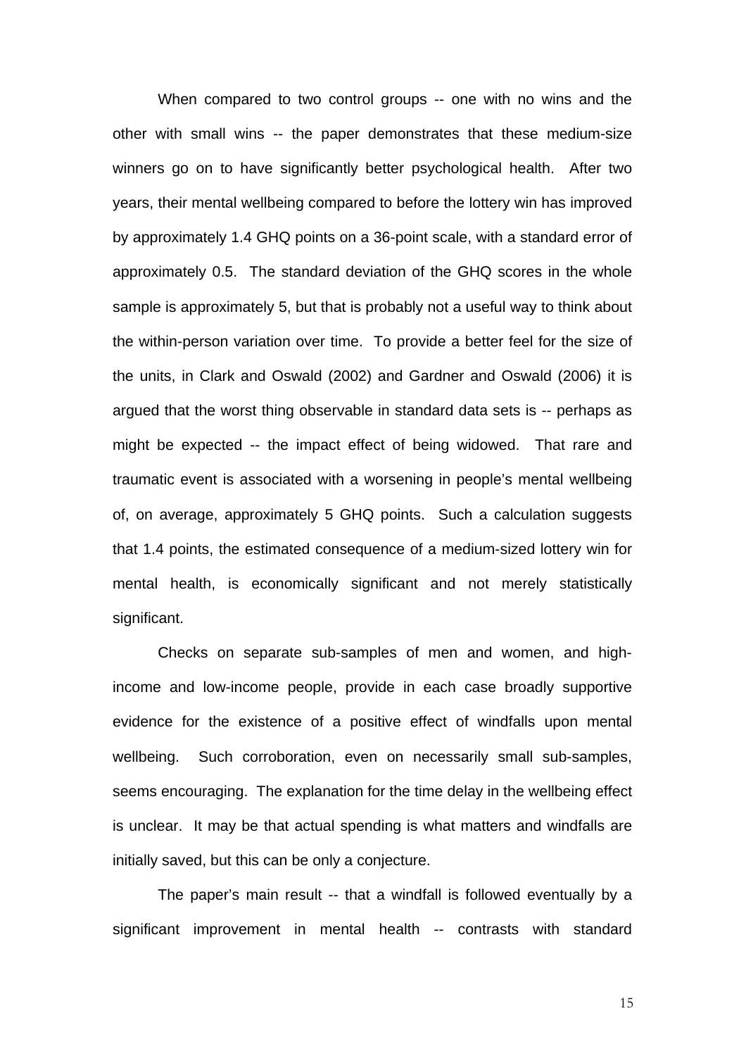When compared to two control groups -- one with no wins and the other with small wins -- the paper demonstrates that these medium-size winners go on to have significantly better psychological health. After two years, their mental wellbeing compared to before the lottery win has improved by approximately 1.4 GHQ points on a 36-point scale, with a standard error of approximately 0.5. The standard deviation of the GHQ scores in the whole sample is approximately 5, but that is probably not a useful way to think about the within-person variation over time. To provide a better feel for the size of the units, in Clark and Oswald (2002) and Gardner and Oswald (2006) it is argued that the worst thing observable in standard data sets is -- perhaps as might be expected -- the impact effect of being widowed. That rare and traumatic event is associated with a worsening in people's mental wellbeing of, on average, approximately 5 GHQ points. Such a calculation suggests that 1.4 points, the estimated consequence of a medium-sized lottery win for mental health, is economically significant and not merely statistically significant.

Checks on separate sub-samples of men and women, and high-income and low-income people, provide in each case broadly supportive evidence for the existence of a positive effect of windfalls upon mental wellbeing. Such corroboration, even on necessarily small sub-samples, seems encouraging. The explanation for the time delay in the wellbeing effect is unclear. It may be that actual spending is what matters and windfalls are initially saved, but this can be only a conjecture.

The paper's main result -- that a windfall is followed eventually by a significant improvement in mental health -- contrasts with standard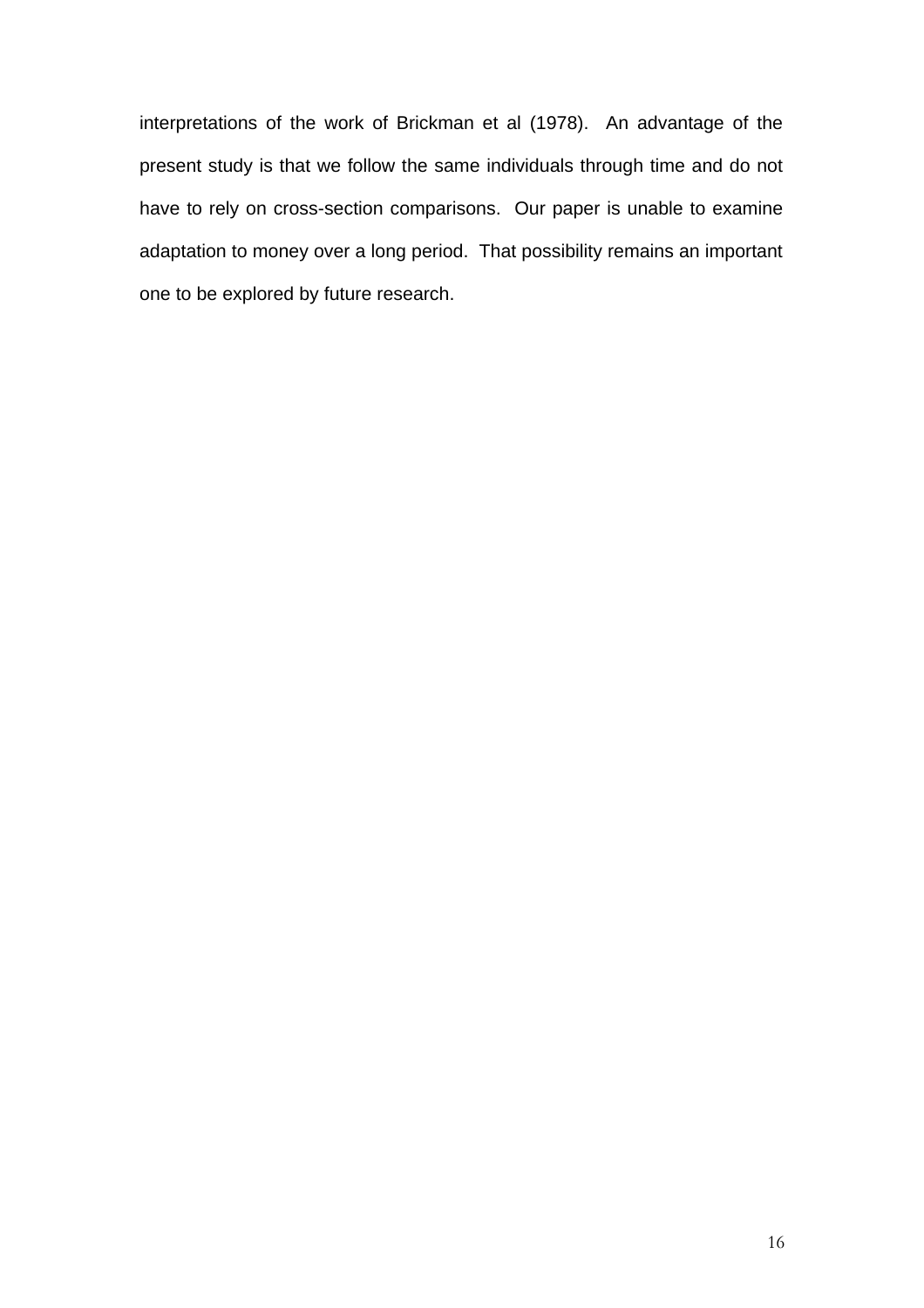interpretations of the work of Brickman et al (1978). An advantage of the present study is that we follow the same individuals through time and do not have to rely on cross-section comparisons. Our paper is unable to examine adaptation to money over a long period. That possibility remains an important one to be explored by future research.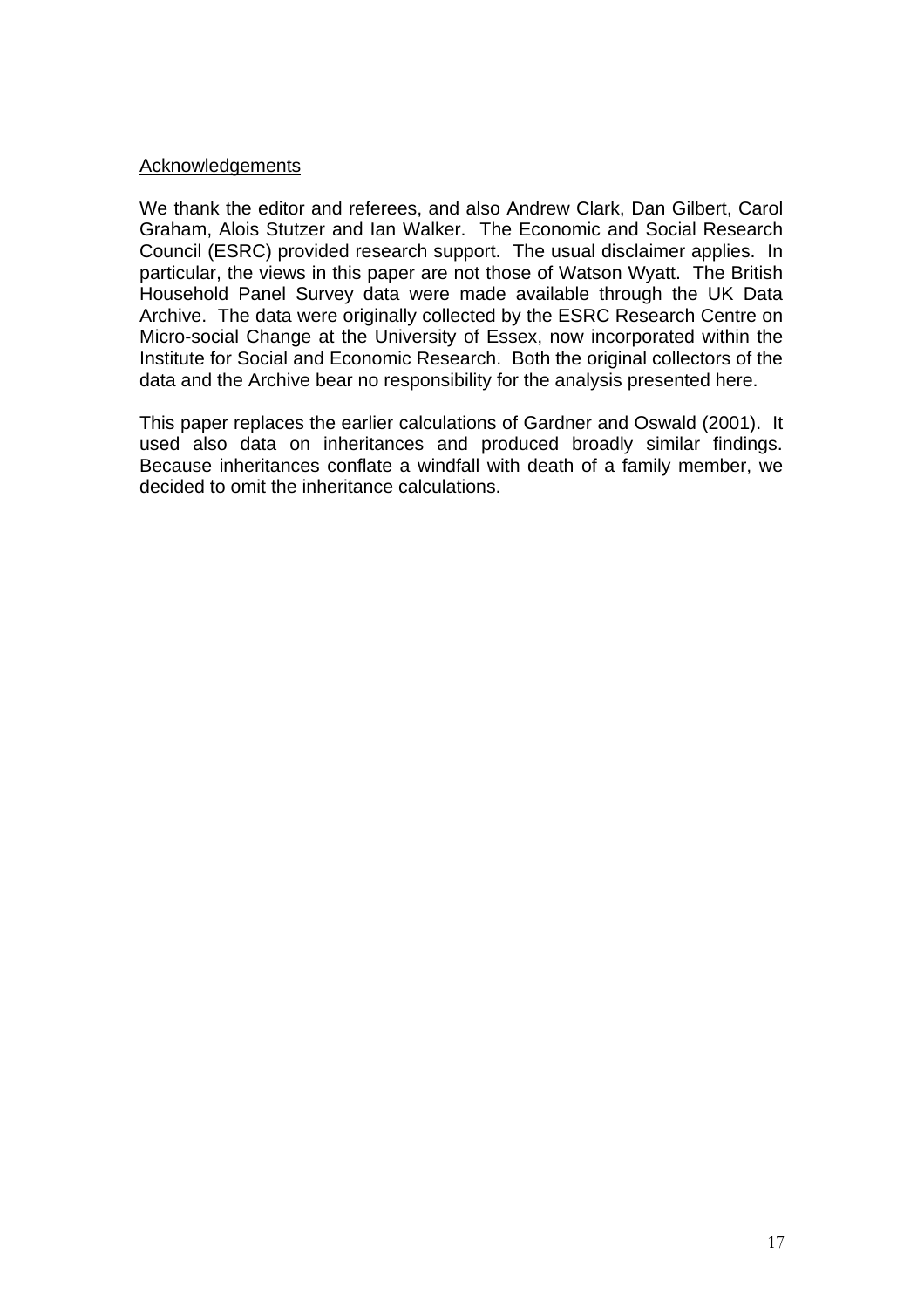## Acknowledgements

We thank the editor and referees, and also Andrew Clark, Dan Gilbert, Carol Graham, Alois Stutzer and Ian Walker. The Economic and Social Research Council (ESRC) provided research support. The usual disclaimer applies. In particular, the views in this paper are not those of Watson Wyatt. The British Household Panel Survey data were made available through the UK Data Archive. The data were originally collected by the ESRC Research Centre on Micro-social Change at the University of Essex, now incorporated within the Institute for Social and Economic Research. Both the original collectors of the data and the Archive bear no responsibility for the analysis presented here.

This paper replaces the earlier calculations of Gardner and Oswald (2001). It used also data on inheritances and produced broadly similar findings. Because inheritances conflate a windfall with death of a family member, we decided to omit the inheritance calculations.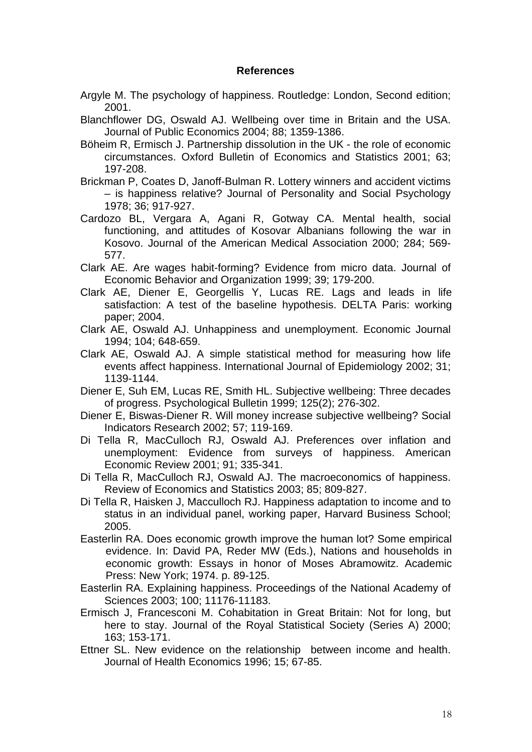## References

Argyle M. The psychology of happiness. Routledge: London, Second edition; 2001.

Blanchflower DG, Oswald AJ. Wellbeing over time in Britain and the USA. Journal of Public Economics 2004; 88; 1359-1386.

Böheim R, Ermisch J. Partnership dissolution in the UK - the role of economic circumstances. Oxford Bulletin of Economics and Statistics 2001; 63; 197-208.

Brickman P, Coates D, Janoff-Bulman R. Lottery winners and accident victims – is happiness relative? Journal of Personality and Social Psychology 1978; 36; 917-927.

Cardozo BL, Vergara A, Agani R, Gotway CA. Mental health, social functioning, and attitudes of Kosovar Albanians following the war in Kosovo. Journal of the American Medical Association 2000; 284; 569-577.

Clark AE. Are wages habit-forming? Evidence from micro data. Journal of Economic Behavior and Organization 1999; 39; 179-200.

Clark AE, Diener E, Georgellis Y, Lucas RE. Lags and leads in life satisfaction: A test of the baseline hypothesis. DELTA Paris: working paper; 2004.

Clark AE, Oswald AJ. Unhappiness and unemployment. Economic Journal 1994; 104; 648-659.

Clark AE, Oswald AJ. A simple statistical method for measuring how life events affect happiness. International Journal of Epidemiology 2002; 31; 1139-1144.

Diener E, Suh EM, Lucas RE, Smith HL. Subjective wellbeing: Three decades of progress. Psychological Bulletin 1999; 125(2); 276-302.

Diener E, Biswas-Diener R. Will money increase subjective wellbeing? Social Indicators Research 2002; 57; 119-169.

Di Tella R, MacCulloch RJ, Oswald AJ. Preferences over inflation and unemployment: Evidence from surveys of happiness. American Economic Review 2001; 91; 335-341.

Di Tella R, MacCulloch RJ, Oswald AJ. The macroeconomics of happiness. Review of Economics and Statistics 2003; 85; 809-827.

Di Tella R, Haisken J, Macculloch RJ. Happiness adaptation to income and to status in an individual panel, working paper, Harvard Business School; 2005.

Easterlin RA. Does economic growth improve the human lot? Some empirical evidence. In: David PA, Reder MW (Eds.), Nations and households in economic growth: Essays in honor of Moses Abramowitz. Academic Press: New York; 1974. p. 89-125.

Easterlin RA. Explaining happiness. Proceedings of the National Academy of Sciences 2003; 100; 11176-11183.

Ermisch J, Francesconi M. Cohabitation in Great Britain: Not for long, but here to stay. Journal of the Royal Statistical Society (Series A) 2000; 163; 153-171.

Ettner SL. New evidence on the relationship between income and health. Journal of Health Economics 1996; 15; 67-85.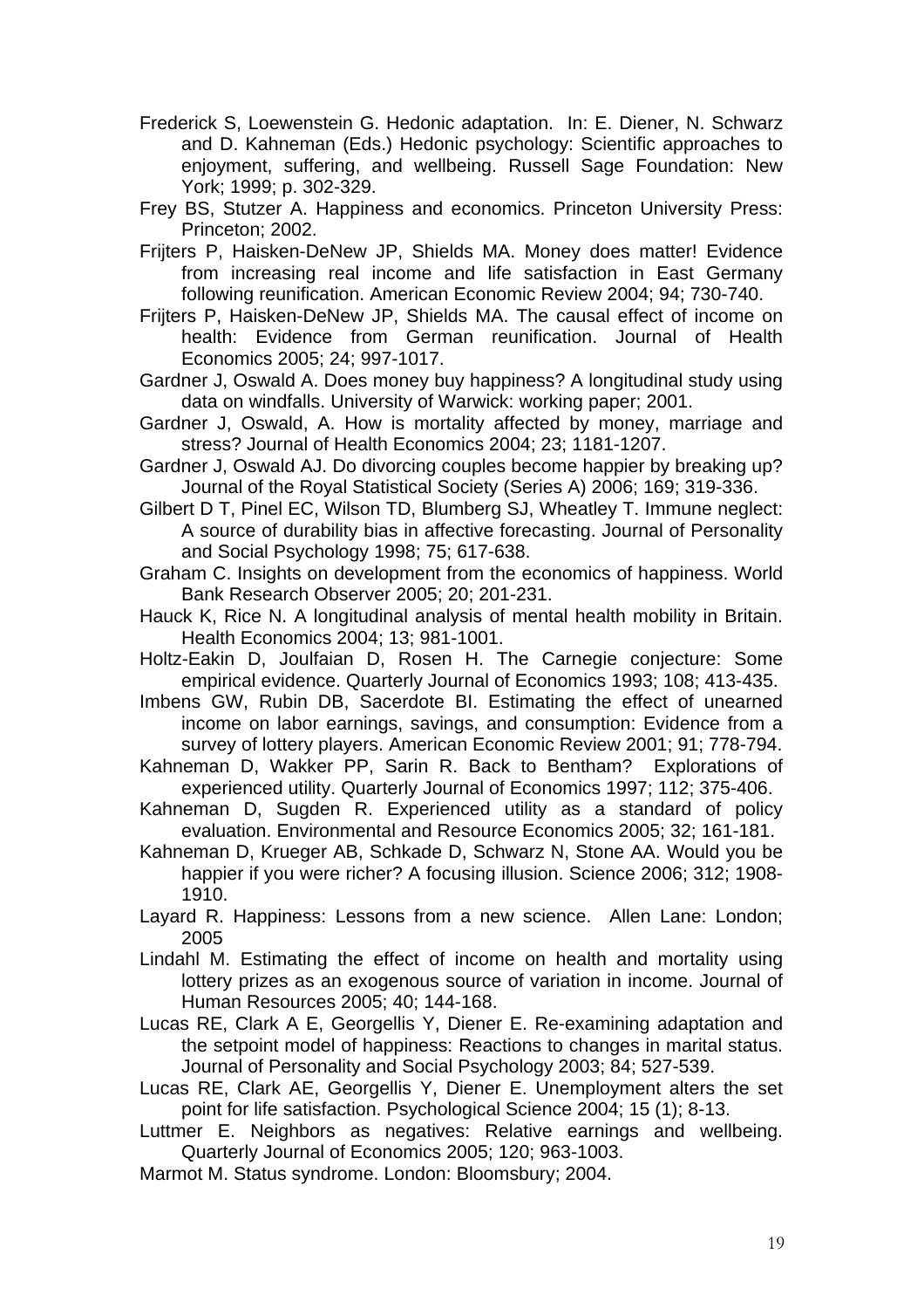Frederick S, Loewenstein G. Hedonic adaptation. In: E. Diener, N. Schwarz and D. Kahneman (Eds.) Hedonic psychology: Scientific approaches to enjoyment, suffering, and wellbeing. Russell Sage Foundation: New York; 1999; p. 302-329.

Frey BS, Stutzer A. Happiness and economics. Princeton University Press: Princeton; 2002.

Frijters P, Haisken-DeNew JP, Shields MA. Money does matter! Evidence from increasing real income and life satisfaction in East Germany following reunification. American Economic Review 2004; 94; 730-740.

Frijters P, Haisken-DeNew JP, Shields MA. The causal effect of income on health: Evidence from German reunification. Journal of Health Economics 2005; 24; 997-1017.

Gardner J, Oswald A. Does money buy happiness? A longitudinal study using data on windfalls. University of Warwick: working paper; 2001.

Gardner J, Oswald, A. How is mortality affected by money, marriage and stress? Journal of Health Economics 2004; 23; 1181-1207.

Gardner J, Oswald AJ. Do divorcing couples become happier by breaking up? Journal of the Royal Statistical Society (Series A) 2006; 169; 319-336.

Gilbert D T, Pinel EC, Wilson TD, Blumberg SJ, Wheatley T. Immune neglect: A source of durability bias in affective forecasting. Journal of Personality and Social Psychology 1998; 75; 617-638.

Graham C. Insights on development from the economics of happiness. World Bank Research Observer 2005; 20; 201-231.

Hauck K, Rice N. A longitudinal analysis of mental health mobility in Britain. Health Economics 2004; 13; 981-1001.

Holtz-Eakin D, Joulfaian D, Rosen H. The Carnegie conjecture: Some empirical evidence. Quarterly Journal of Economics 1993; 108; 413-435.

Imbens GW, Rubin DB, Sacerdote BI. Estimating the effect of unearned income on labor earnings, savings, and consumption: Evidence from a survey of lottery players. American Economic Review 2001; 91; 778-794.

Kahneman D, Wakker PP, Sarin R. Back to Bentham? Explorations of experienced utility. Quarterly Journal of Economics 1997; 112; 375-406.

Kahneman D, Sugden R. Experienced utility as a standard of policy evaluation. Environmental and Resource Economics 2005; 32; 161-181.

Kahneman D, Krueger AB, Schkade D, Schwarz N, Stone AA. Would you be happier if you were richer? A focusing illusion. Science 2006; 312; 1908-1910.

Layard R. Happiness: Lessons from a new science. Allen Lane: London; 2005

Lindahl M. Estimating the effect of income on health and mortality using lottery prizes as an exogenous source of variation in income. Journal of Human Resources 2005; 40; 144-168.

Lucas RE, Clark A E, Georgellis Y, Diener E. Re-examining adaptation and the setpoint model of happiness: Reactions to changes in marital status. Journal of Personality and Social Psychology 2003; 84; 527-539.

Lucas RE, Clark AE, Georgellis Y, Diener E. Unemployment alters the set point for life satisfaction. Psychological Science 2004; 15 (1); 8-13.

Luttmer E. Neighbors as negatives: Relative earnings and wellbeing. Quarterly Journal of Economics 2005; 120; 963-1003.

Marmot M. Status syndrome. London: Bloomsbury; 2004.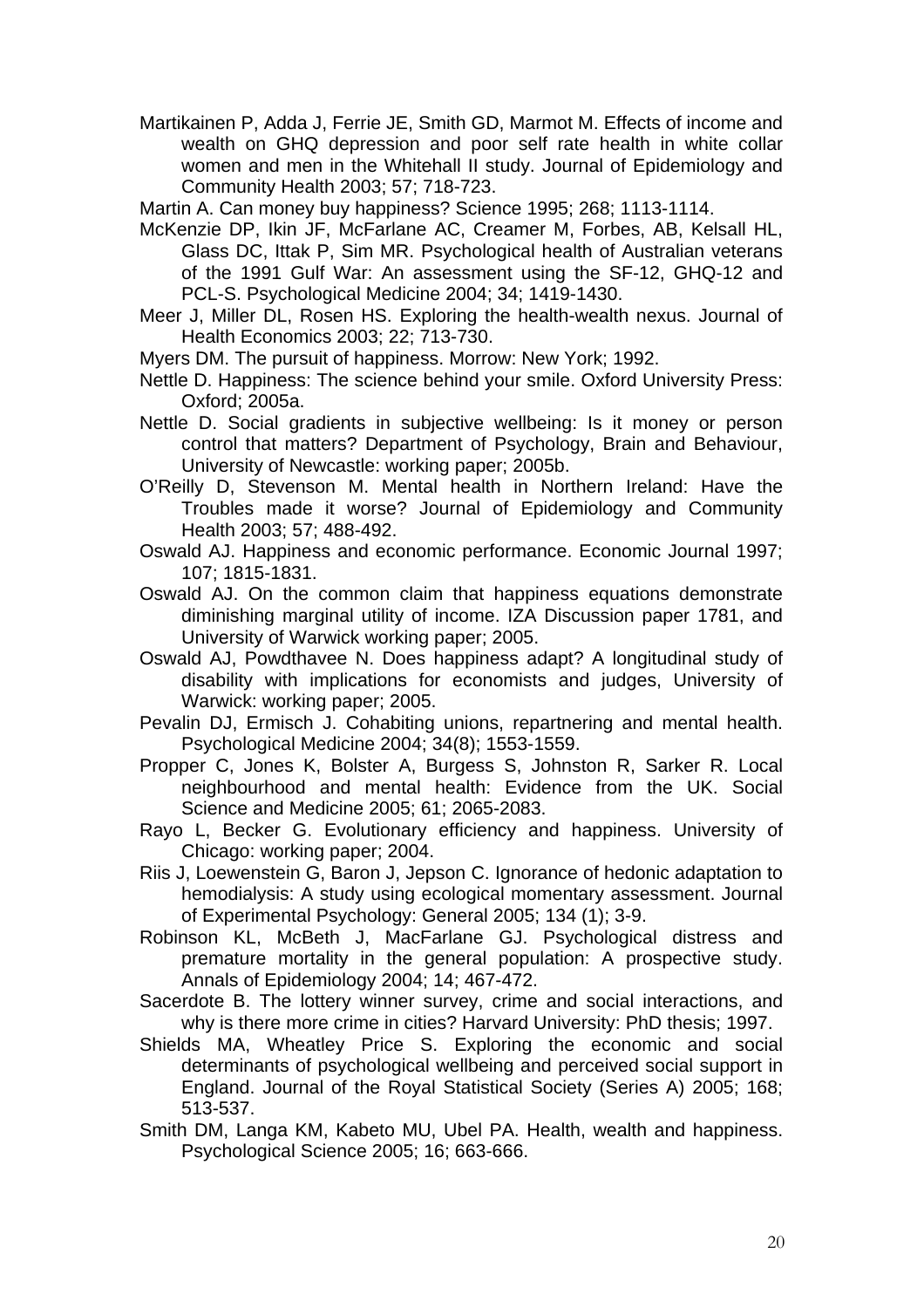Martikainen P, Adda J, Ferrie JE, Smith GD, Marmot M. Effects of income and wealth on GHQ depression and poor self rate health in white collar women and men in the Whitehall II study. Journal of Epidemiology and Community Health 2003; 57; 718-723.

Martin A. Can money buy happiness? Science 1995; 268; 1113-1114.

McKenzie DP, Ikin JF, McFarlane AC, Creamer M, Forbes, AB, Kelsall HL, Glass DC, Ittak P, Sim MR. Psychological health of Australian veterans of the 1991 Gulf War: An assessment using the SF-12, GHQ-12 and PCL-S. Psychological Medicine 2004; 34; 1419-1430.

Meer J, Miller DL, Rosen HS. Exploring the health-wealth nexus. Journal of Health Economics 2003; 22; 713-730.

Myers DM. The pursuit of happiness. Morrow: New York; 1992.

Nettle D. Happiness: The science behind your smile. Oxford University Press: Oxford; 2005a.

Nettle D. Social gradients in subjective wellbeing: Is it money or person control that matters? Department of Psychology, Brain and Behaviour, University of Newcastle: working paper; 2005b.

O'Reilly D, Stevenson M. Mental health in Northern Ireland: Have the Troubles made it worse? Journal of Epidemiology and Community Health 2003; 57; 488-492.

Oswald AJ. Happiness and economic performance. Economic Journal 1997; 107; 1815-1831.

Oswald AJ. On the common claim that happiness equations demonstrate diminishing marginal utility of income. IZA Discussion paper 1781, and University of Warwick working paper; 2005.

Oswald AJ, Powdthavee N. Does happiness adapt? A longitudinal study of disability with implications for economists and judges, University of Warwick: working paper; 2005.

Pevalin DJ, Ermisch J. Cohabiting unions, repartnering and mental health. Psychological Medicine 2004; 34(8); 1553-1559.

Propper C, Jones K, Bolster A, Burgess S, Johnston R, Sarker R. Local neighbourhood and mental health: Evidence from the UK. Social Science and Medicine 2005; 61; 2065-2083.

Rayo L, Becker G. Evolutionary efficiency and happiness. University of Chicago: working paper; 2004.

Riis J, Loewenstein G, Baron J, Jepson C. Ignorance of hedonic adaptation to hemodialysis: A study using ecological momentary assessment. Journal of Experimental Psychology: General 2005; 134 (1); 3-9.

Robinson KL, McBeth J, MacFarlane GJ. Psychological distress and premature mortality in the general population: A prospective study. Annals of Epidemiology 2004; 14; 467-472.

Sacerdote B. The lottery winner survey, crime and social interactions, and why is there more crime in cities? Harvard University: PhD thesis; 1997.

Shields MA, Wheatley Price S. Exploring the economic and social determinants of psychological wellbeing and perceived social support in England. Journal of the Royal Statistical Society (Series A) 2005; 168; 513-537.

Smith DM, Langa KM, Kabeto MU, Ubel PA. Health, wealth and happiness. Psychological Science 2005; 16; 663-666.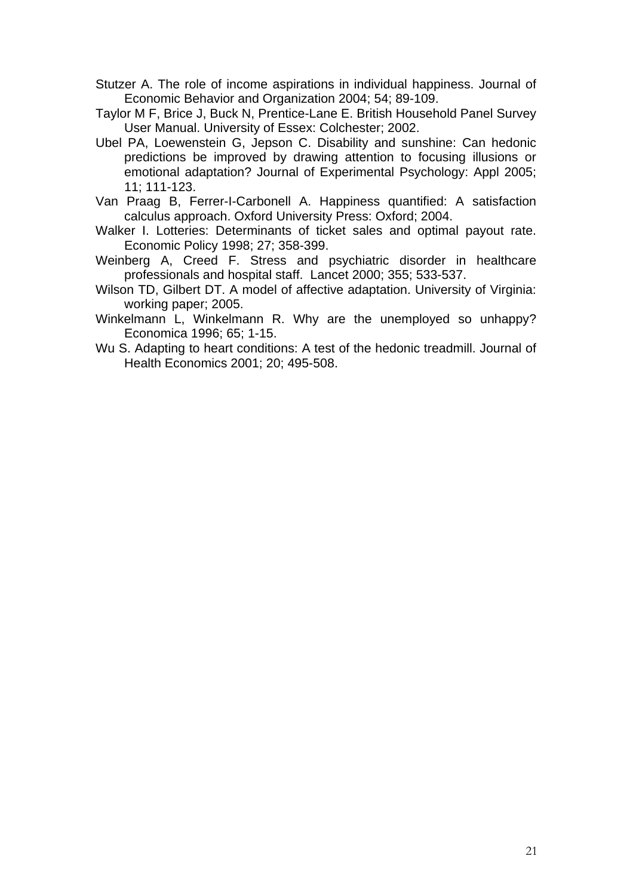Stutzer A. The role of income aspirations in individual happiness. Journal of Economic Behavior and Organization 2004; 54; 89-109.

Taylor M F, Brice J, Buck N, Prentice-Lane E. British Household Panel Survey User Manual. University of Essex: Colchester; 2002.

Ubel PA, Loewenstein G, Jepson C. Disability and sunshine: Can hedonic predictions be improved by drawing attention to focusing illusions or emotional adaptation? Journal of Experimental Psychology: Appl 2005; 11; 111-123.

Van Praag B, Ferrer-I-Carbonell A. Happiness quantified: A satisfaction calculus approach. Oxford University Press: Oxford; 2004.

Walker I. Lotteries: Determinants of ticket sales and optimal payout rate. Economic Policy 1998; 27; 358-399.

Weinberg A, Creed F. Stress and psychiatric disorder in healthcare professionals and hospital staff. Lancet 2000; 355; 533-537.

Wilson TD, Gilbert DT. A model of affective adaptation. University of Virginia: working paper; 2005.

Winkelmann L, Winkelmann R. Why are the unemployed so unhappy? Economica 1996; 65; 1-15.

Wu S. Adapting to heart conditions: A test of the hedonic treadmill. Journal of Health Economics 2001; 20; 495-508.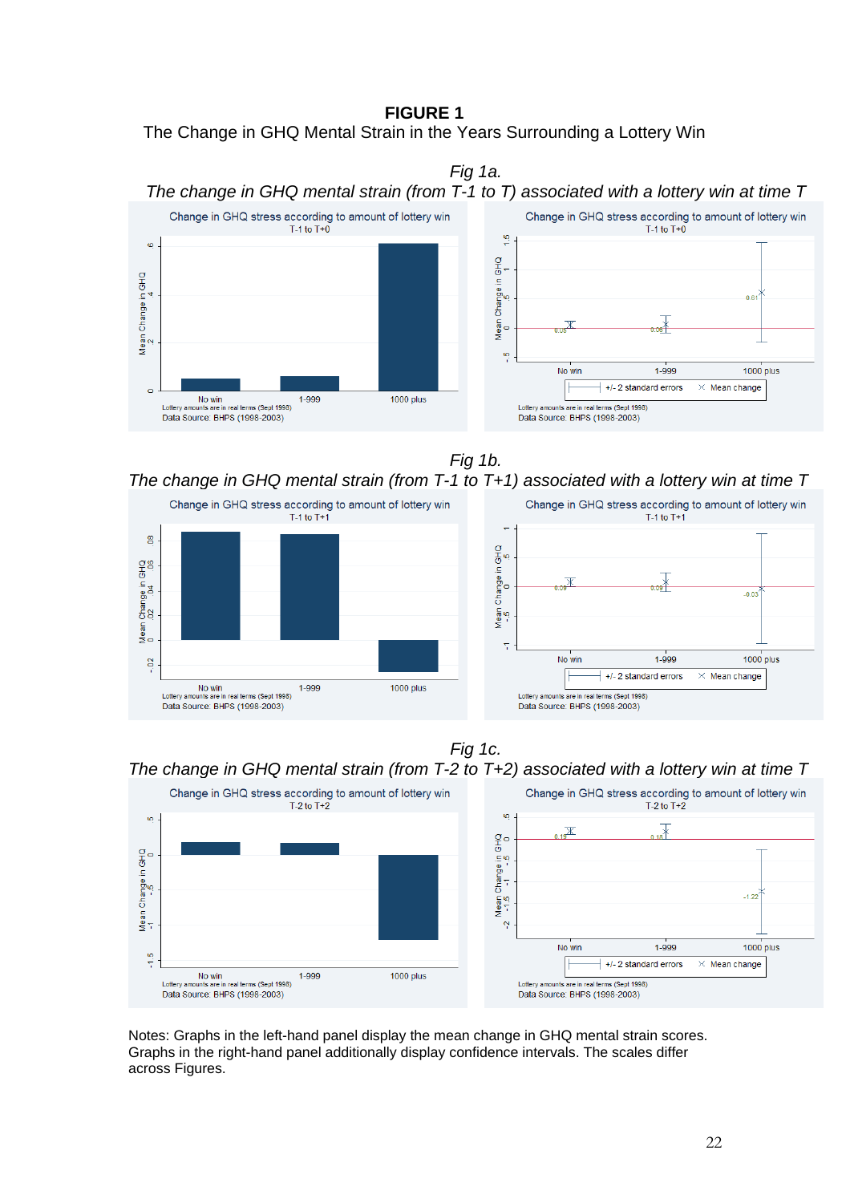**FIGURE 1**

The Change in GHQ Mental Strain in the Years Surrounding a Lottery Win

*Fig 1a.*

*The change in GHQ mental strain (from T-1 to T) associated with a lottery win at time T*

*Fig 1b.*

*The change in GHQ mental strain (from T-1 to T+1) associated with a lottery win at time T*

*Fig 1c.*

*The change in GHQ mental strain (from T-2 to T+2) associated with a lottery win at time T*

Notes: Graphs in the left-hand panel display the mean change in GHQ mental strain scores. Graphs in the right-hand panel additionally display confidence intervals. The scales differ across Figures.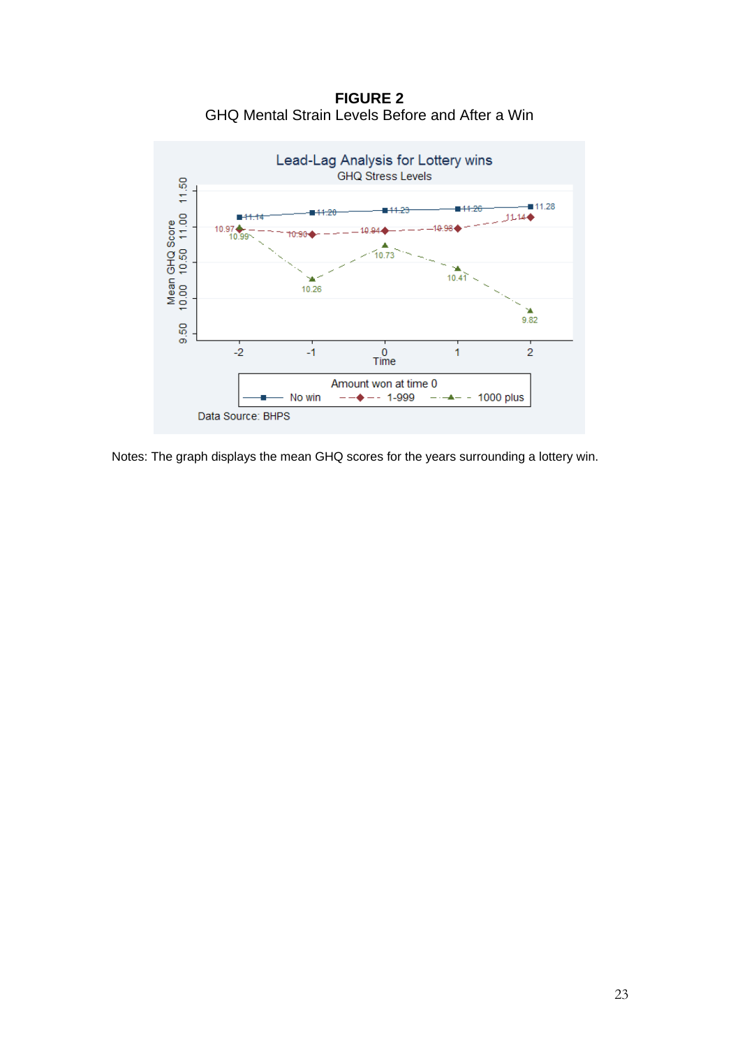**FIGURE 2**

GHQ Mental Strain Levels Before and After a Win

Notes: The graph displays the mean GHQ scores for the years surrounding a lottery win.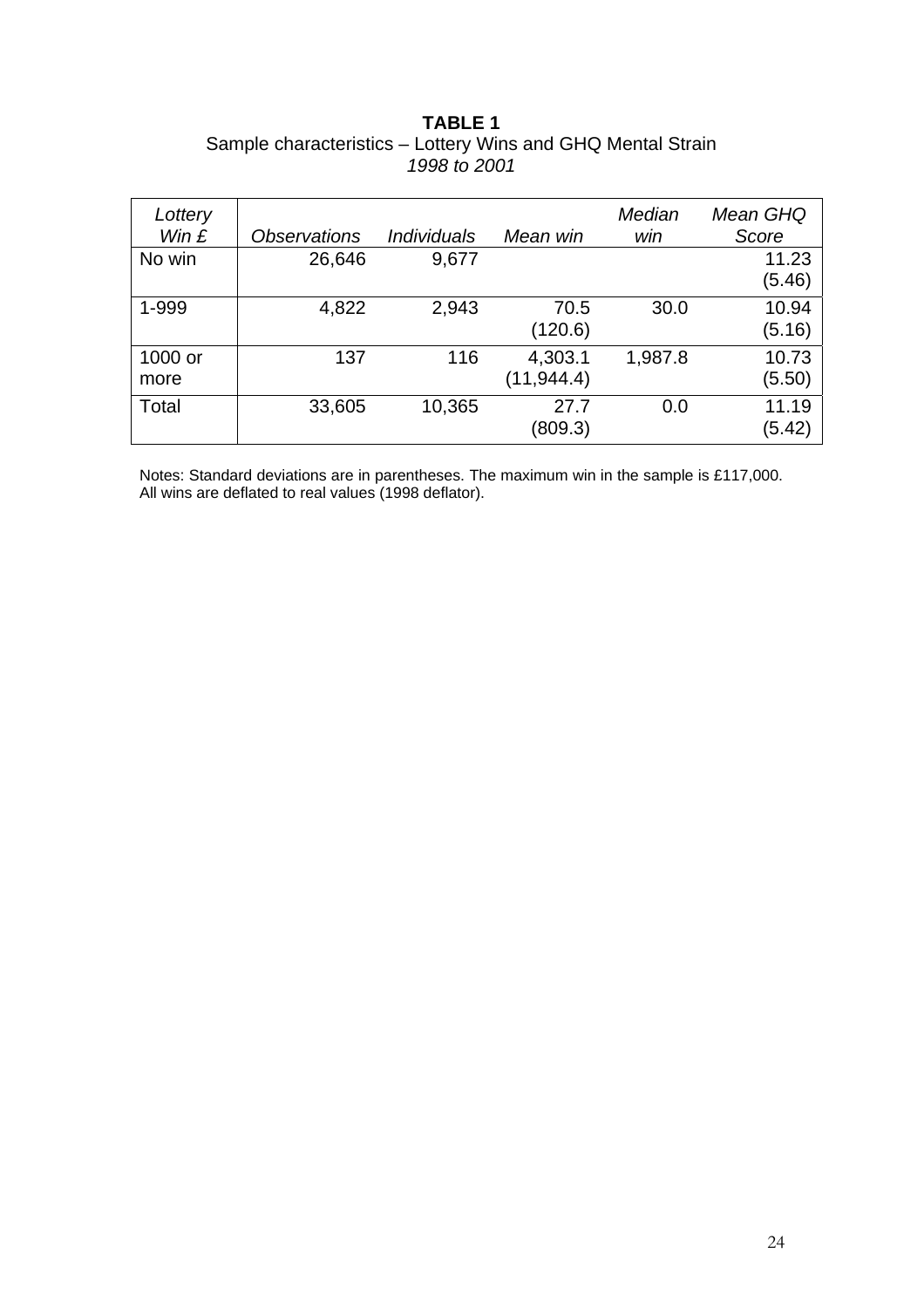**TABLE 1**

Sample characteristics – Lottery Wins and GHQ Mental Strain

*1998 to 2001*

| *Lottery Win £* | *Observations* | *Individuals* | *Mean win* | *Median win* | *Mean GHQ Score* |
|---|---|---|---|---|---|
| No win | 26,646 | 9,677 | | | 11.23 (5.46) |
| 1-999 | 4,822 | 2,943 | 70.5 (120.6) | 30.0 | 10.94 (5.16) |
| 1000 or more | 137 | 116 | 4,303.1 (11,944.4) | 1,987.8 | 10.73 (5.50) |
| Total | 33,605 | 10,365 | 27.7 (809.3) | 0.0 | 11.19 (5.42) |

Notes: Standard deviations are in parentheses. The maximum win in the sample is £117,000. All wins are deflated to real values (1998 deflator).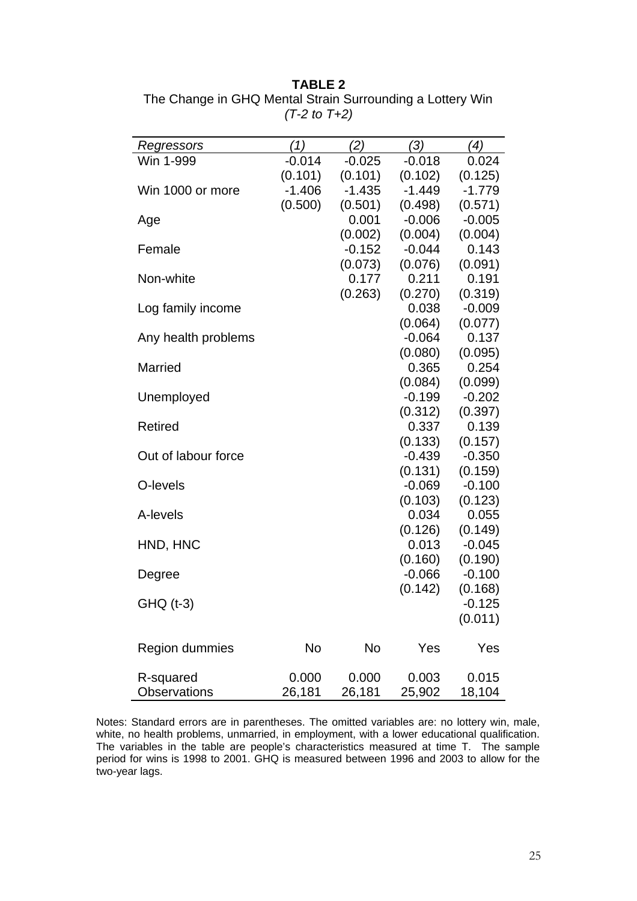**TABLE 2**

The Change in GHQ Mental Strain Surrounding a Lottery Win

*(T-2 to T+2)*

| *Regressors* | *(1)* | *(2)* | *(3)* | *(4)* |
|---|---|---|---|---|
| Win 1-999 | -0.014 | -0.025 | -0.018 | 0.024 |
| | (0.101) | (0.101) | (0.102) | (0.125) |
| Win 1000 or more | -1.406 | -1.435 | -1.449 | -1.779 |
| | (0.500) | (0.501) | (0.498) | (0.571) |
| Age | | 0.001 | -0.006 | -0.005 |
| | | (0.002) | (0.004) | (0.004) |
| Female | | -0.152 | -0.044 | 0.143 |
| | | (0.073) | (0.076) | (0.091) |
| Non-white | | 0.177 | 0.211 | 0.191 |
| | | (0.263) | (0.270) | (0.319) |
| Log family income | | | 0.038 | -0.009 |
| | | | (0.064) | (0.077) |
| Any health problems | | | -0.064 | 0.137 |
| | | | (0.080) | (0.095) |
| Married | | | 0.365 | 0.254 |
| | | | (0.084) | (0.099) |
| Unemployed | | | -0.199 | -0.202 |
| | | | (0.312) | (0.397) |
| Retired | | | 0.337 | 0.139 |
| | | | (0.133) | (0.157) |
| Out of labour force | | | -0.439 | -0.350 |
| | | | (0.131) | (0.159) |
| O-levels | | | -0.069 | -0.100 |
| | | | (0.103) | (0.123) |
| A-levels | | | 0.034 | 0.055 |
| | | | (0.126) | (0.149) |
| HND, HNC | | | 0.013 | -0.045 |
| | | | (0.160) | (0.190) |
| Degree | | | -0.066 | -0.100 |
| | | | (0.142) | (0.168) |
| GHQ (t-3) | | | | -0.125 |
| | | | | (0.011) |
| Region dummies | No | No | Yes | Yes |
| R-squared | 0.000 | 0.000 | 0.003 | 0.015 |
| Observations | 26,181 | 26,181 | 25,902 | 18,104 |

Notes: Standard errors are in parentheses. The omitted variables are: no lottery win, male, white, no health problems, unmarried, in employment, with a lower educational qualification. The variables in the table are people's characteristics measured at time T. The sample period for wins is 1998 to 2001. GHQ is measured between 1996 and 2003 to allow for the two-year lags.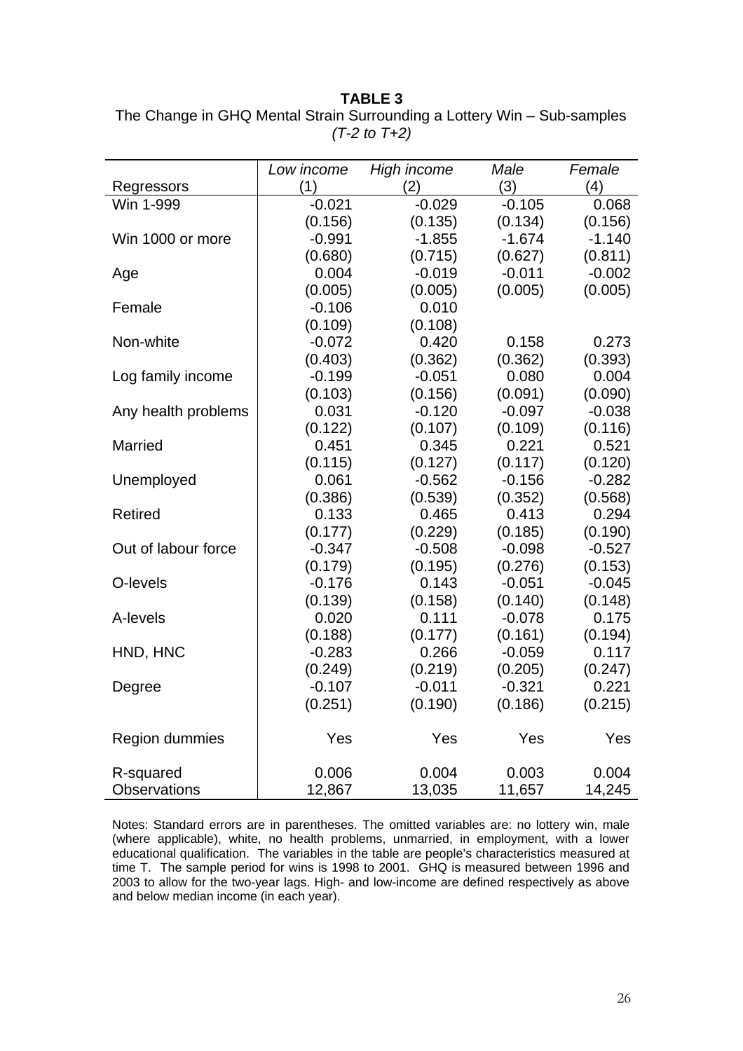**TABLE 3**

The Change in GHQ Mental Strain Surrounding a Lottery Win – Sub-samples *(T-2 to T+2)*

| Regressors | *Low income* (1) | *High income* (2) | *Male* (3) | *Female* (4) |
|---|---|---|---|---|
| Win 1-999 | -0.021 | -0.029 | -0.105 | 0.068 |
| | (0.156) | (0.135) | (0.134) | (0.156) |
| Win 1000 or more | -0.991 | -1.855 | -1.674 | -1.140 |
| | (0.680) | (0.715) | (0.627) | (0.811) |
| Age | 0.004 | -0.019 | -0.011 | -0.002 |
| | (0.005) | (0.005) | (0.005) | (0.005) |
| Female | -0.106 | 0.010 | | |
| | (0.109) | (0.108) | | |
| Non-white | -0.072 | 0.420 | 0.158 | 0.273 |
| | (0.403) | (0.362) | (0.362) | (0.393) |
| Log family income | -0.199 | -0.051 | 0.080 | 0.004 |
| | (0.103) | (0.156) | (0.091) | (0.090) |
| Any health problems | 0.031 | -0.120 | -0.097 | -0.038 |
| | (0.122) | (0.107) | (0.109) | (0.116) |
| Married | 0.451 | 0.345 | 0.221 | 0.521 |
| | (0.115) | (0.127) | (0.117) | (0.120) |
| Unemployed | 0.061 | -0.562 | -0.156 | -0.282 |
| | (0.386) | (0.539) | (0.352) | (0.568) |
| Retired | 0.133 | 0.465 | 0.413 | 0.294 |
| | (0.177) | (0.229) | (0.185) | (0.190) |
| Out of labour force | -0.347 | -0.508 | -0.098 | -0.527 |
| | (0.179) | (0.195) | (0.276) | (0.153) |
| O-levels | -0.176 | 0.143 | -0.051 | -0.045 |
| | (0.139) | (0.158) | (0.140) | (0.148) |
| A-levels | 0.020 | 0.111 | -0.078 | 0.175 |
| | (0.188) | (0.177) | (0.161) | (0.194) |
| HND, HNC | -0.283 | 0.266 | -0.059 | 0.117 |
| | (0.249) | (0.219) | (0.205) | (0.247) |
| Degree | -0.107 | -0.011 | -0.321 | 0.221 |
| | (0.251) | (0.190) | (0.186) | (0.215) |
| Region dummies | Yes | Yes | Yes | Yes |
| R-squared | 0.006 | 0.004 | 0.003 | 0.004 |
| Observations | 12,867 | 13,035 | 11,657 | 14,245 |

Notes: Standard errors are in parentheses. The omitted variables are: no lottery win, male (where applicable), white, no health problems, unmarried, in employment, with a lower educational qualification. The variables in the table are people's characteristics measured at time T. The sample period for wins is 1998 to 2001. GHQ is measured between 1996 and 2003 to allow for the two-year lags. High- and low-income are defined respectively as above and below median income (in each year).